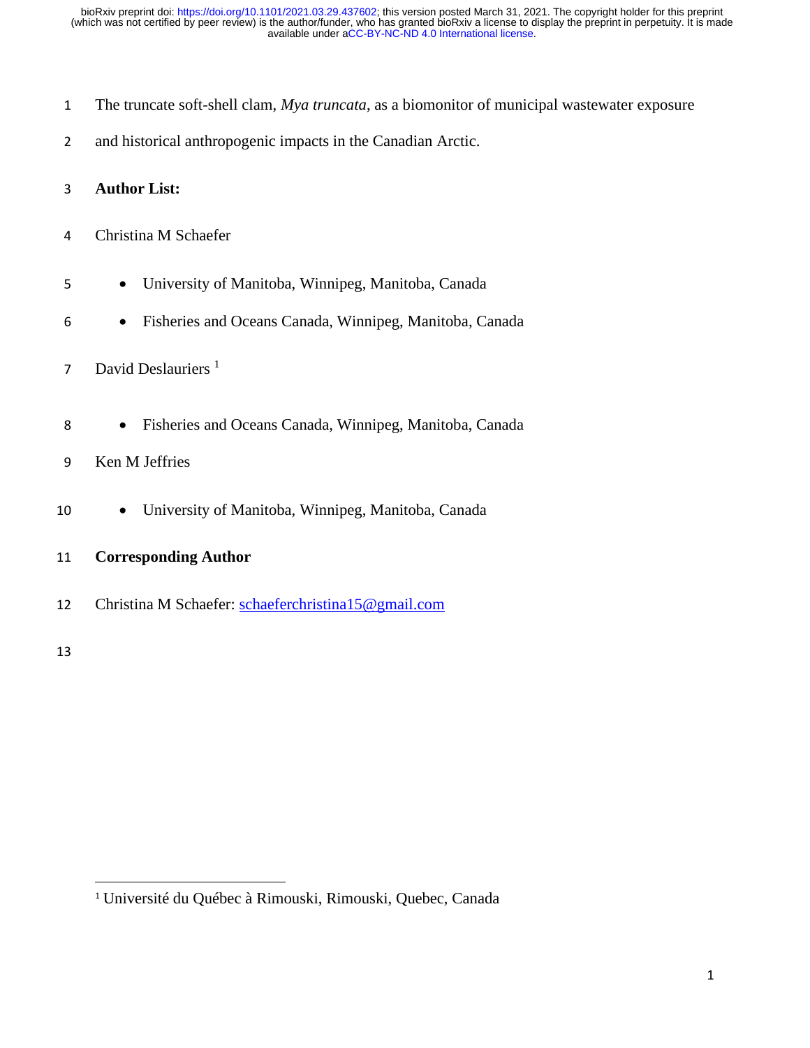# The truncate soft-shell clam, *Mya truncata*, as a biomonitor of municipal wastewater exposure and historical anthropogenic impacts in the Canadian Arctic.

**Author List:**

Christina M Schaefer

- University of Manitoba, Winnipeg, Manitoba, Canada
- Fisheries and Oceans Canada, Winnipeg, Manitoba, Canada

David Deslauriers [1]

- Fisheries and Oceans Canada, Winnipeg, Manitoba, Canada

Ken M Jeffries

- University of Manitoba, Winnipeg, Manitoba, Canada

**Corresponding Author**

Christina M Schaefer: schaeferchristina15@gmail.com

[1] Université du Québec à Rimouski, Rimouski, Quebec, Canada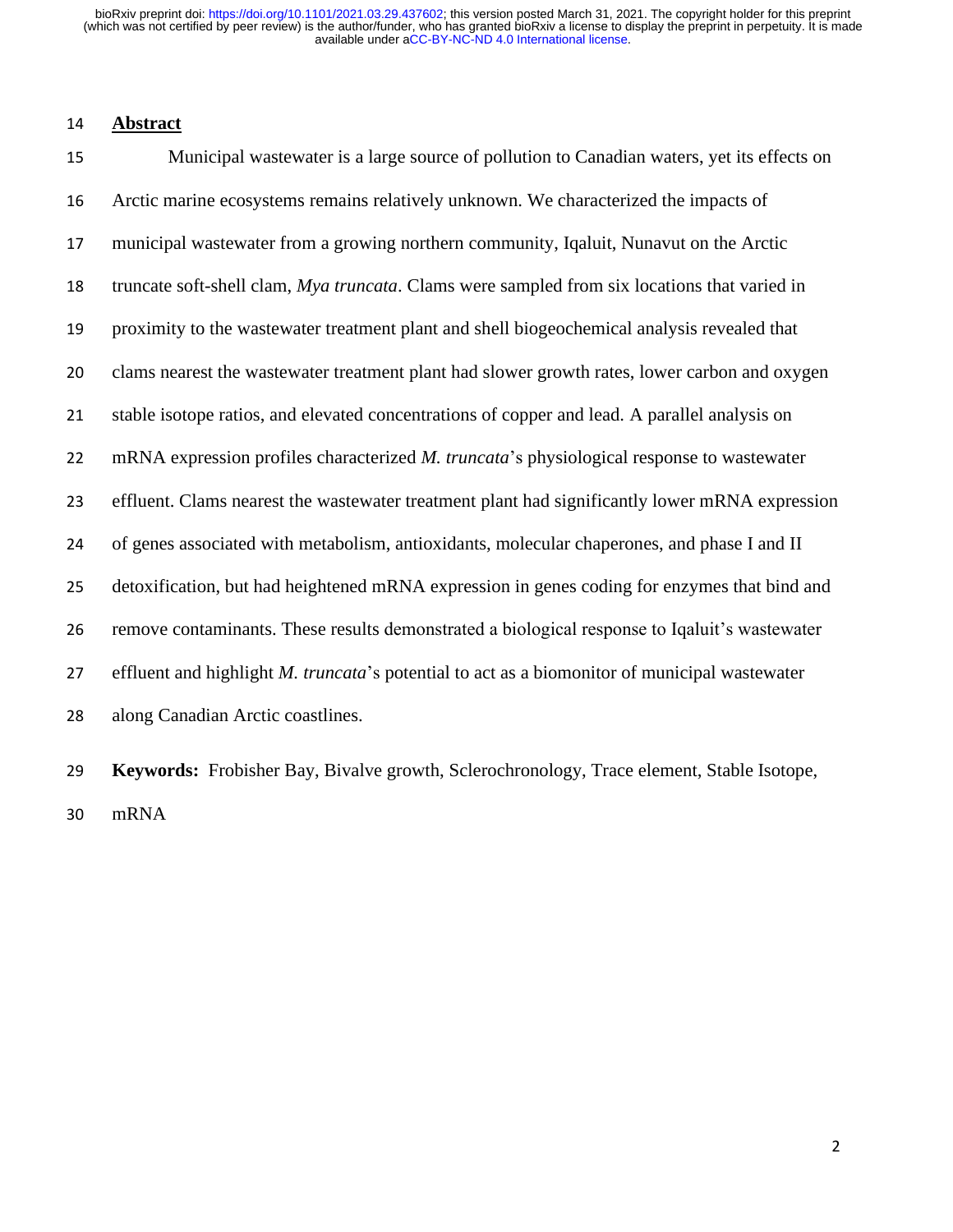## Abstract

Municipal wastewater is a large source of pollution to Canadian waters, yet its effects on Arctic marine ecosystems remains relatively unknown. We characterized the impacts of municipal wastewater from a growing northern community, Iqaluit, Nunavut on the Arctic truncate soft-shell clam, *Mya truncata*. Clams were sampled from six locations that varied in proximity to the wastewater treatment plant and shell biogeochemical analysis revealed that clams nearest the wastewater treatment plant had slower growth rates, lower carbon and oxygen stable isotope ratios, and elevated concentrations of copper and lead. A parallel analysis on mRNA expression profiles characterized *M. truncata*'s physiological response to wastewater effluent. Clams nearest the wastewater treatment plant had significantly lower mRNA expression of genes associated with metabolism, antioxidants, molecular chaperones, and phase I and II detoxification, but had heightened mRNA expression in genes coding for enzymes that bind and remove contaminants. These results demonstrated a biological response to Iqaluit's wastewater effluent and highlight *M. truncata*'s potential to act as a biomonitor of municipal wastewater along Canadian Arctic coastlines.

**Keywords:** Frobisher Bay, Bivalve growth, Sclerochronology, Trace element, Stable Isotope, mRNA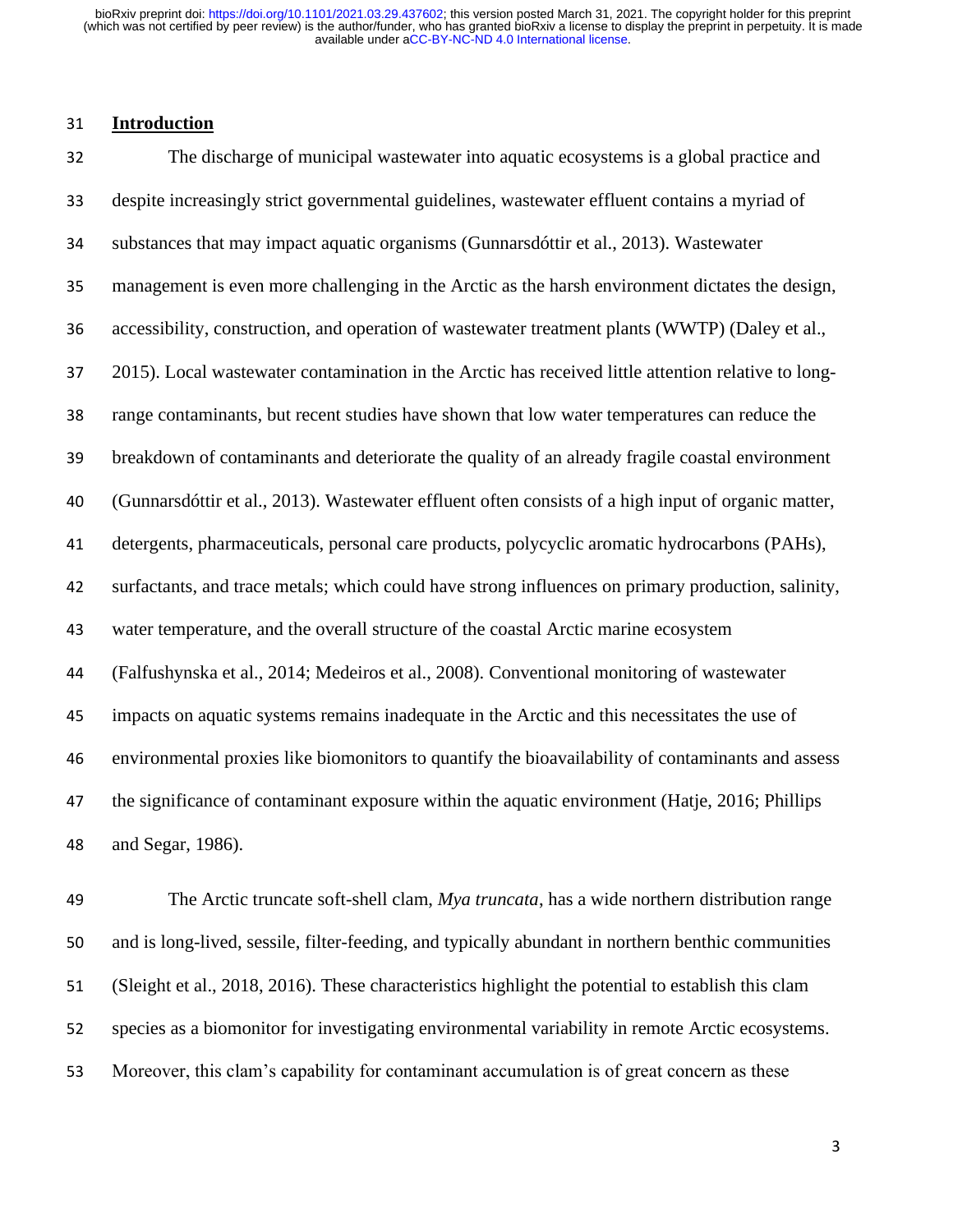## Introduction

The discharge of municipal wastewater into aquatic ecosystems is a global practice and despite increasingly strict governmental guidelines, wastewater effluent contains a myriad of substances that may impact aquatic organisms (Gunnarsdóttir et al., 2013). Wastewater management is even more challenging in the Arctic as the harsh environment dictates the design, accessibility, construction, and operation of wastewater treatment plants (WWTP) (Daley et al., 2015). Local wastewater contamination in the Arctic has received little attention relative to long-range contaminants, but recent studies have shown that low water temperatures can reduce the breakdown of contaminants and deteriorate the quality of an already fragile coastal environment (Gunnarsdóttir et al., 2013). Wastewater effluent often consists of a high input of organic matter, detergents, pharmaceuticals, personal care products, polycyclic aromatic hydrocarbons (PAHs), surfactants, and trace metals; which could have strong influences on primary production, salinity, water temperature, and the overall structure of the coastal Arctic marine ecosystem (Falfushynska et al., 2014; Medeiros et al., 2008). Conventional monitoring of wastewater impacts on aquatic systems remains inadequate in the Arctic and this necessitates the use of environmental proxies like biomonitors to quantify the bioavailability of contaminants and assess the significance of contaminant exposure within the aquatic environment (Hatje, 2016; Phillips and Segar, 1986).

The Arctic truncate soft-shell clam, *Mya truncata*, has a wide northern distribution range and is long-lived, sessile, filter-feeding, and typically abundant in northern benthic communities (Sleight et al., 2018, 2016). These characteristics highlight the potential to establish this clam species as a biomonitor for investigating environmental variability in remote Arctic ecosystems. Moreover, this clam's capability for contaminant accumulation is of great concern as these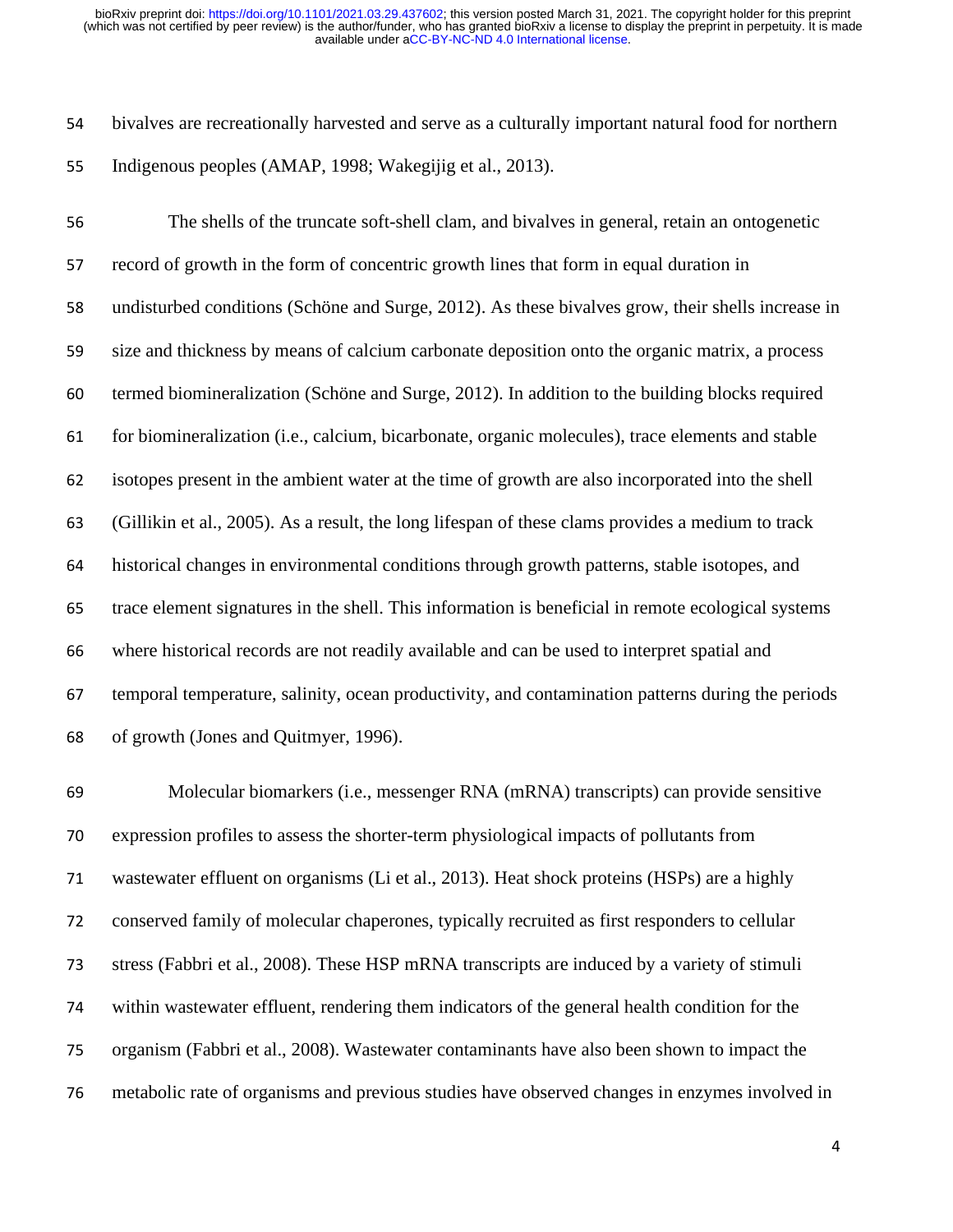bivalves are recreationally harvested and serve as a culturally important natural food for northern Indigenous peoples (AMAP, 1998; Wakegijig et al., 2013).

The shells of the truncate soft-shell clam, and bivalves in general, retain an ontogenetic record of growth in the form of concentric growth lines that form in equal duration in undisturbed conditions (Schöne and Surge, 2012). As these bivalves grow, their shells increase in size and thickness by means of calcium carbonate deposition onto the organic matrix, a process termed biomineralization (Schöne and Surge, 2012). In addition to the building blocks required for biomineralization (i.e., calcium, bicarbonate, organic molecules), trace elements and stable isotopes present in the ambient water at the time of growth are also incorporated into the shell (Gillikin et al., 2005). As a result, the long lifespan of these clams provides a medium to track historical changes in environmental conditions through growth patterns, stable isotopes, and trace element signatures in the shell. This information is beneficial in remote ecological systems where historical records are not readily available and can be used to interpret spatial and temporal temperature, salinity, ocean productivity, and contamination patterns during the periods of growth (Jones and Quitmyer, 1996).

Molecular biomarkers (i.e., messenger RNA (mRNA) transcripts) can provide sensitive expression profiles to assess the shorter-term physiological impacts of pollutants from wastewater effluent on organisms (Li et al., 2013). Heat shock proteins (HSPs) are a highly conserved family of molecular chaperones, typically recruited as first responders to cellular stress (Fabbri et al., 2008). These HSP mRNA transcripts are induced by a variety of stimuli within wastewater effluent, rendering them indicators of the general health condition for the organism (Fabbri et al., 2008). Wastewater contaminants have also been shown to impact the metabolic rate of organisms and previous studies have observed changes in enzymes involved in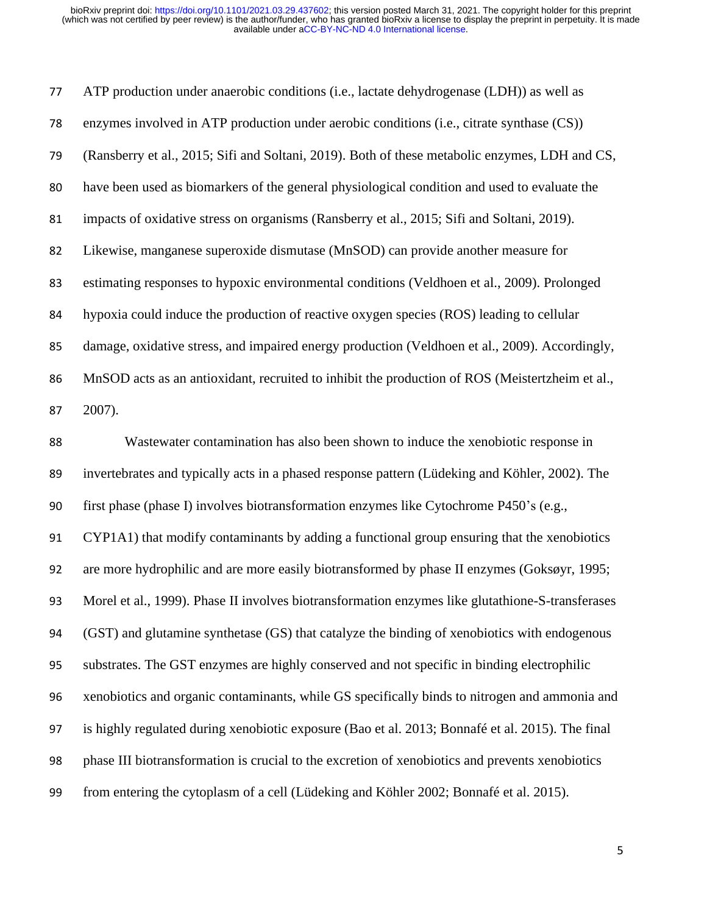ATP production under anaerobic conditions (i.e., lactate dehydrogenase (LDH)) as well as enzymes involved in ATP production under aerobic conditions (i.e., citrate synthase (CS)) (Ransberry et al., 2015; Sifi and Soltani, 2019). Both of these metabolic enzymes, LDH and CS, have been used as biomarkers of the general physiological condition and used to evaluate the impacts of oxidative stress on organisms (Ransberry et al., 2015; Sifi and Soltani, 2019). Likewise, manganese superoxide dismutase (MnSOD) can provide another measure for estimating responses to hypoxic environmental conditions (Veldhoen et al., 2009). Prolonged hypoxia could induce the production of reactive oxygen species (ROS) leading to cellular damage, oxidative stress, and impaired energy production (Veldhoen et al., 2009). Accordingly, MnSOD acts as an antioxidant, recruited to inhibit the production of ROS (Meistertzheim et al., 2007).

Wastewater contamination has also been shown to induce the xenobiotic response in invertebrates and typically acts in a phased response pattern (Lüdeking and Köhler, 2002). The first phase (phase I) involves biotransformation enzymes like Cytochrome P450's (e.g., CYP1A1) that modify contaminants by adding a functional group ensuring that the xenobiotics are more hydrophilic and are more easily biotransformed by phase II enzymes (Goksøyr, 1995; Morel et al., 1999). Phase II involves biotransformation enzymes like glutathione-S-transferases (GST) and glutamine synthetase (GS) that catalyze the binding of xenobiotics with endogenous substrates. The GST enzymes are highly conserved and not specific in binding electrophilic xenobiotics and organic contaminants, while GS specifically binds to nitrogen and ammonia and is highly regulated during xenobiotic exposure (Bao et al. 2013; Bonnafé et al. 2015). The final phase III biotransformation is crucial to the excretion of xenobiotics and prevents xenobiotics from entering the cytoplasm of a cell (Lüdeking and Köhler 2002; Bonnafé et al. 2015).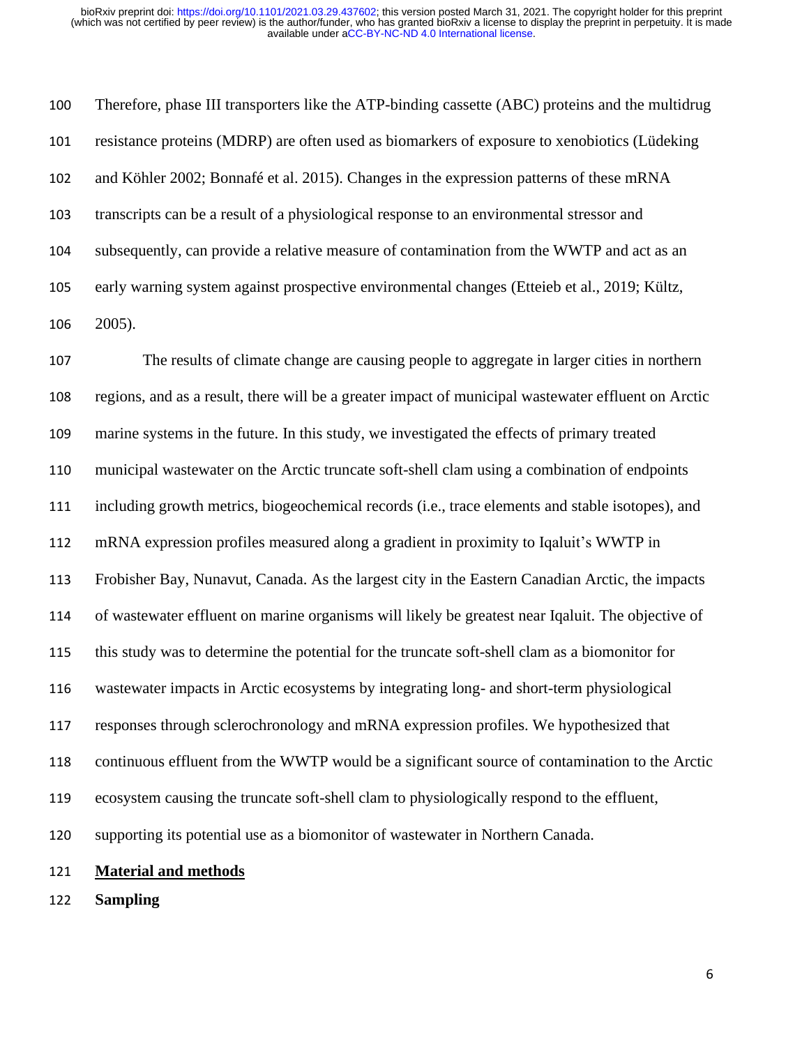Therefore, phase III transporters like the ATP-binding cassette (ABC) proteins and the multidrug resistance proteins (MDRP) are often used as biomarkers of exposure to xenobiotics (Lüdeking and Köhler 2002; Bonnafé et al. 2015). Changes in the expression patterns of these mRNA transcripts can be a result of a physiological response to an environmental stressor and subsequently, can provide a relative measure of contamination from the WWTP and act as an early warning system against prospective environmental changes (Etteieb et al., 2019; Kültz, 2005).

The results of climate change are causing people to aggregate in larger cities in northern regions, and as a result, there will be a greater impact of municipal wastewater effluent on Arctic marine systems in the future. In this study, we investigated the effects of primary treated municipal wastewater on the Arctic truncate soft-shell clam using a combination of endpoints including growth metrics, biogeochemical records (i.e., trace elements and stable isotopes), and mRNA expression profiles measured along a gradient in proximity to Iqaluit's WWTP in Frobisher Bay, Nunavut, Canada. As the largest city in the Eastern Canadian Arctic, the impacts of wastewater effluent on marine organisms will likely be greatest near Iqaluit. The objective of this study was to determine the potential for the truncate soft-shell clam as a biomonitor for wastewater impacts in Arctic ecosystems by integrating long- and short-term physiological responses through sclerochronology and mRNA expression profiles. We hypothesized that continuous effluent from the WWTP would be a significant source of contamination to the Arctic ecosystem causing the truncate soft-shell clam to physiologically respond to the effluent, supporting its potential use as a biomonitor of wastewater in Northern Canada.

## Material and methods

### Sampling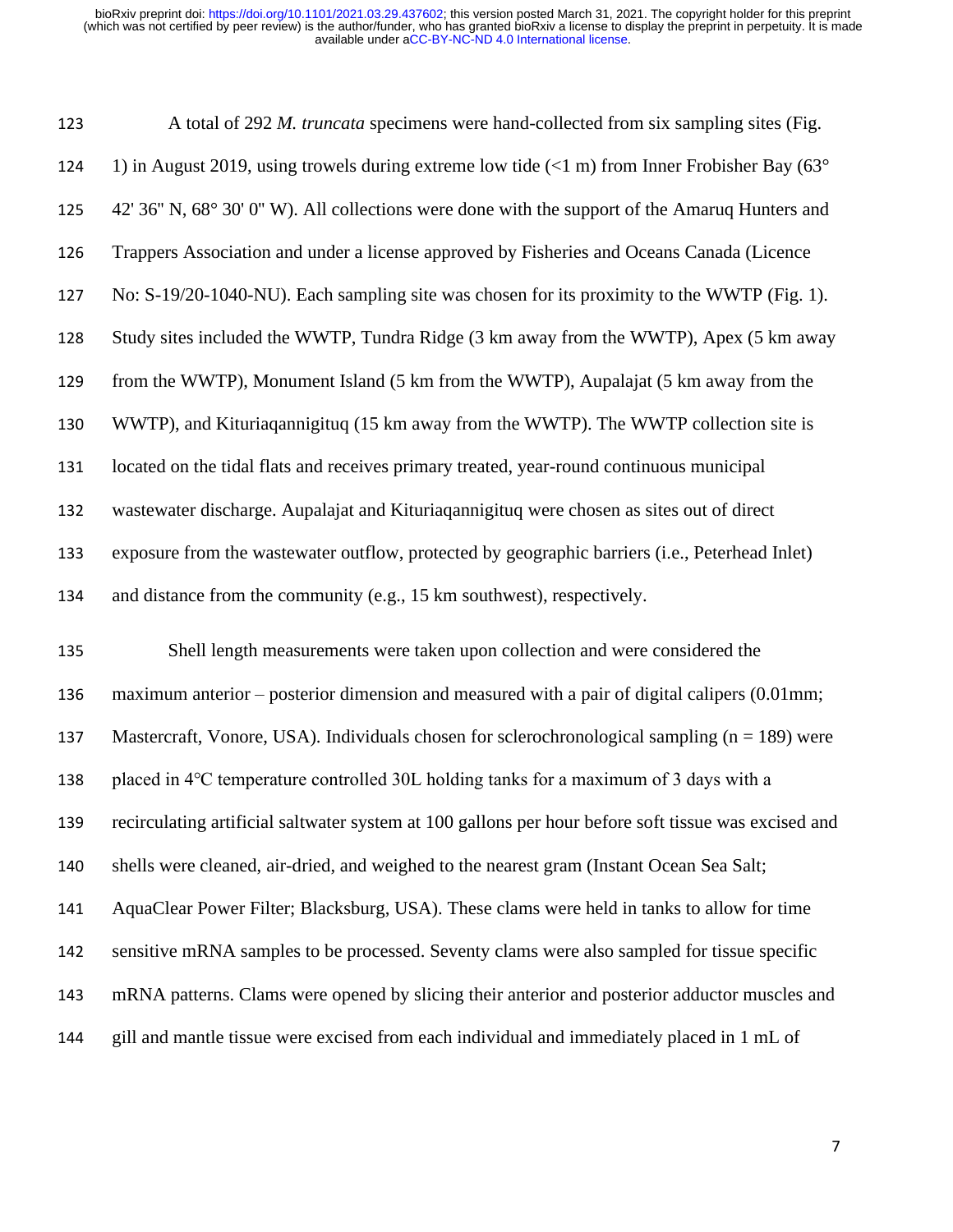A total of 292 *M. truncata* specimens were hand-collected from six sampling sites (Fig. 1) in August 2019, using trowels during extreme low tide (<1 m) from Inner Frobisher Bay (63° 42' 36" N, 68° 30' 0" W). All collections were done with the support of the Amaruq Hunters and Trappers Association and under a license approved by Fisheries and Oceans Canada (Licence No: S-19/20-1040-NU). Each sampling site was chosen for its proximity to the WWTP (Fig. 1). Study sites included the WWTP, Tundra Ridge (3 km away from the WWTP), Apex (5 km away from the WWTP), Monument Island (5 km from the WWTP), Aupalajat (5 km away from the WWTP), and Kituriaqannigituq (15 km away from the WWTP). The WWTP collection site is located on the tidal flats and receives primary treated, year-round continuous municipal wastewater discharge. Aupalajat and Kituriaqannigituq were chosen as sites out of direct exposure from the wastewater outflow, protected by geographic barriers (i.e., Peterhead Inlet) and distance from the community (e.g., 15 km southwest), respectively.

Shell length measurements were taken upon collection and were considered the maximum anterior – posterior dimension and measured with a pair of digital calipers (0.01mm; Mastercraft, Vonore, USA). Individuals chosen for sclerochronological sampling (n = 189) were placed in 4°C temperature controlled 30L holding tanks for a maximum of 3 days with a recirculating artificial saltwater system at 100 gallons per hour before soft tissue was excised and shells were cleaned, air-dried, and weighed to the nearest gram (Instant Ocean Sea Salt; AquaClear Power Filter; Blacksburg, USA). These clams were held in tanks to allow for time sensitive mRNA samples to be processed. Seventy clams were also sampled for tissue specific mRNA patterns. Clams were opened by slicing their anterior and posterior adductor muscles and gill and mantle tissue were excised from each individual and immediately placed in 1 mL of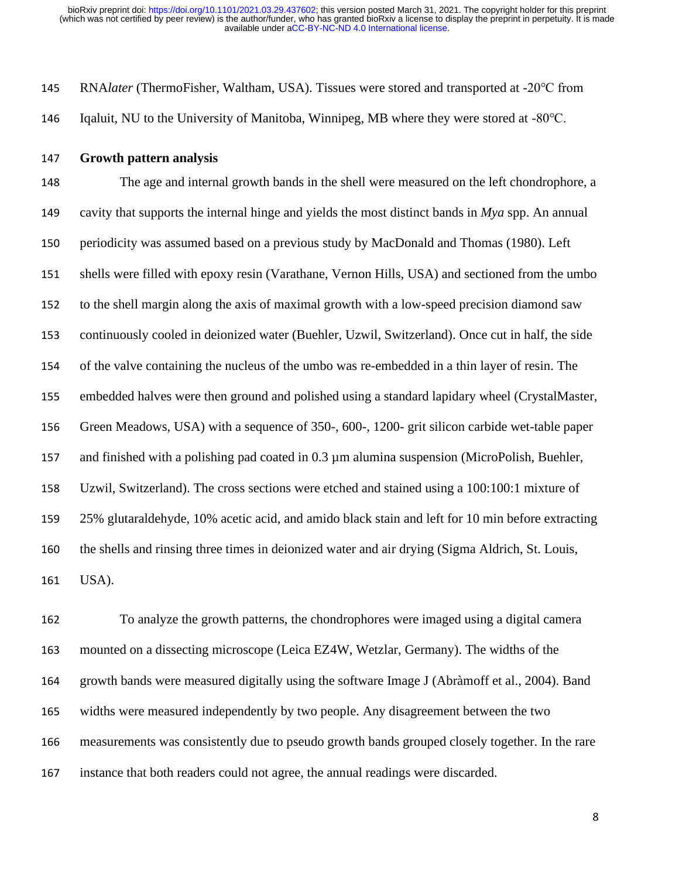RNA*later* (ThermoFisher, Waltham, USA). Tissues were stored and transported at -20℃ from Iqaluit, NU to the University of Manitoba, Winnipeg, MB where they were stored at -80℃.

**Growth pattern analysis**

The age and internal growth bands in the shell were measured on the left chondrophore, a cavity that supports the internal hinge and yields the most distinct bands in *Mya* spp. An annual periodicity was assumed based on a previous study by MacDonald and Thomas (1980). Left shells were filled with epoxy resin (Varathane, Vernon Hills, USA) and sectioned from the umbo to the shell margin along the axis of maximal growth with a low-speed precision diamond saw continuously cooled in deionized water (Buehler, Uzwil, Switzerland). Once cut in half, the side of the valve containing the nucleus of the umbo was re-embedded in a thin layer of resin. The embedded halves were then ground and polished using a standard lapidary wheel (CrystalMaster, Green Meadows, USA) with a sequence of 350-, 600-, 1200- grit silicon carbide wet-table paper and finished with a polishing pad coated in 0.3 µm alumina suspension (MicroPolish, Buehler, Uzwil, Switzerland). The cross sections were etched and stained using a 100:100:1 mixture of 25% glutaraldehyde, 10% acetic acid, and amido black stain and left for 10 min before extracting the shells and rinsing three times in deionized water and air drying (Sigma Aldrich, St. Louis, USA).

To analyze the growth patterns, the chondrophores were imaged using a digital camera mounted on a dissecting microscope (Leica EZ4W, Wetzlar, Germany). The widths of the growth bands were measured digitally using the software Image J (Abràmoff et al., 2004). Band widths were measured independently by two people. Any disagreement between the two measurements was consistently due to pseudo growth bands grouped closely together. In the rare instance that both readers could not agree, the annual readings were discarded.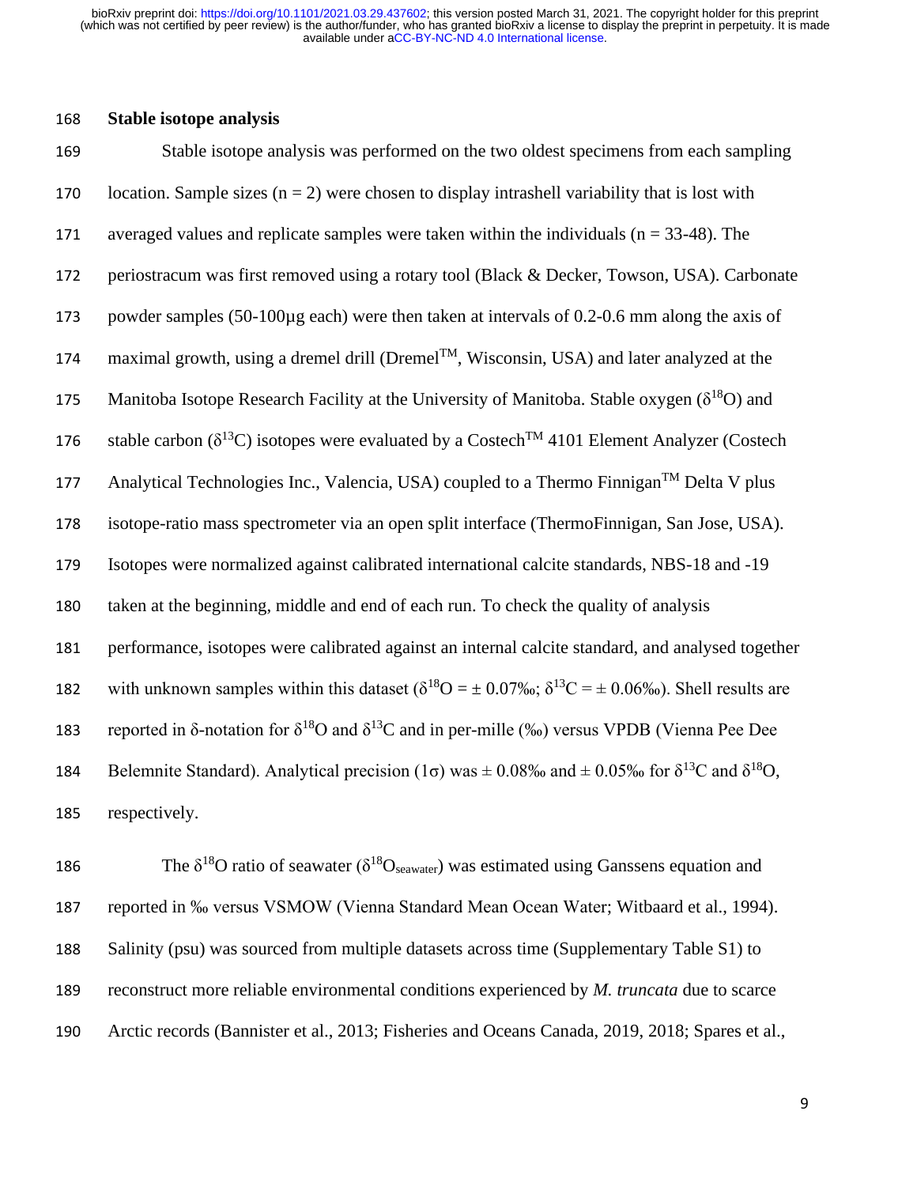### Stable isotope analysis

Stable isotope analysis was performed on the two oldest specimens from each sampling location. Sample sizes (n = 2) were chosen to display intrashell variability that is lost with averaged values and replicate samples were taken within the individuals (n = 33-48). The periostracum was first removed using a rotary tool (Black & Decker, Towson, USA). Carbonate powder samples (50-100µg each) were then taken at intervals of 0.2-0.6 mm along the axis of maximal growth, using a dremel drill (Dremel™, Wisconsin, USA) and later analyzed at the Manitoba Isotope Research Facility at the University of Manitoba. Stable oxygen ($\delta^{18}O$) and stable carbon ($\delta^{13}C$) isotopes were evaluated by a Costech™ 4101 Element Analyzer (Costech Analytical Technologies Inc., Valencia, USA) coupled to a Thermo Finnigan™ Delta V plus isotope-ratio mass spectrometer via an open split interface (ThermoFinnigan, San Jose, USA). Isotopes were normalized against calibrated international calcite standards, NBS-18 and -19 taken at the beginning, middle and end of each run. To check the quality of analysis performance, isotopes were calibrated against an internal calcite standard, and analysed together with unknown samples within this dataset ($\delta^{18}O = \pm$ 0.07‰; $\delta^{13}C = \pm$ 0.06‰). Shell results are reported in δ-notation for $\delta^{18}O$ and $\delta^{13}C$ and in per-mille (‰) versus VPDB (Vienna Pee Dee Belemnite Standard). Analytical precision (1σ) was ± 0.08‰ and ± 0.05‰ for $\delta^{13}C$ and $\delta^{18}O$, respectively.

The $\delta^{18}O$ ratio of seawater ($\delta^{18}O_{seawater}$) was estimated using Ganssens equation and reported in ‰ versus VSMOW (Vienna Standard Mean Ocean Water; Witbaard et al., 1994). Salinity (psu) was sourced from multiple datasets across time (Supplementary Table S1) to reconstruct more reliable environmental conditions experienced by *M. truncata* due to scarce Arctic records (Bannister et al., 2013; Fisheries and Oceans Canada, 2019, 2018; Spares et al.,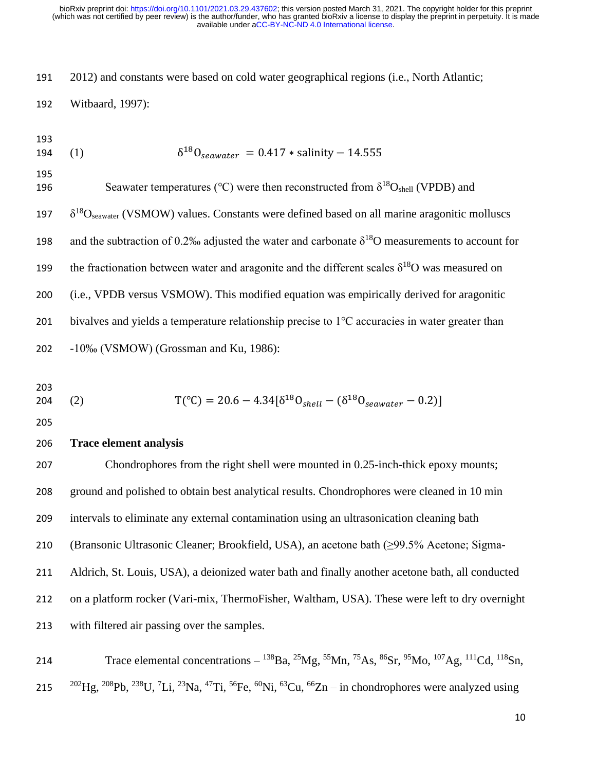2012) and constants were based on cold water geographical regions (i.e., North Atlantic; Witbaard, 1997):

$$\delta^{18}O_{seawater} = 0.417 * \text{salinity} - 14.555 \quad (1)$$

Seawater temperatures (°C) were then reconstructed from $\delta^{18}O_{shell}$ (VPDB) and $\delta^{18}O_{seawater}$ (VSMOW) values. Constants were defined based on all marine aragonitic molluscs and the subtraction of 0.2‰ adjusted the water and carbonate $\delta^{18}O$ measurements to account for the fractionation between water and aragonite and the different scales $\delta^{18}O$ was measured on (i.e., VPDB versus VSMOW). This modified equation was empirically derived for aragonitic bivalves and yields a temperature relationship precise to 1°C accuracies in water greater than -10‰ (VSMOW) (Grossman and Ku, 1986):

$$T(°C) = 20.6 - 4.34[\delta^{18}O_{shell} - (\delta^{18}O_{seawater} - 0.2)] \quad (2)$$

## Trace element analysis

Chondrophores from the right shell were mounted in 0.25-inch-thick epoxy mounts; ground and polished to obtain best analytical results. Chondrophores were cleaned in 10 min intervals to eliminate any external contamination using an ultrasonication cleaning bath (Bransonic Ultrasonic Cleaner; Brookfield, USA), an acetone bath (≥99.5% Acetone; Sigma-Aldrich, St. Louis, USA), a deionized water bath and finally another acetone bath, all conducted on a platform rocker (Vari-mix, ThermoFisher, Waltham, USA). These were left to dry overnight with filtered air passing over the samples.

Trace elemental concentrations – $^{138}Ba$, $^{25}Mg$, $^{55}Mn$, $^{75}As$, $^{86}Sr$, $^{95}Mo$, $^{107}Ag$, $^{111}Cd$, $^{118}Sn$, $^{202}Hg$, $^{208}Pb$, $^{238}U$, $^{7}Li$, $^{23}Na$, $^{47}Ti$, $^{56}Fe$, $^{60}Ni$, $^{63}Cu$, $^{66}Zn$ – in chondrophores were analyzed using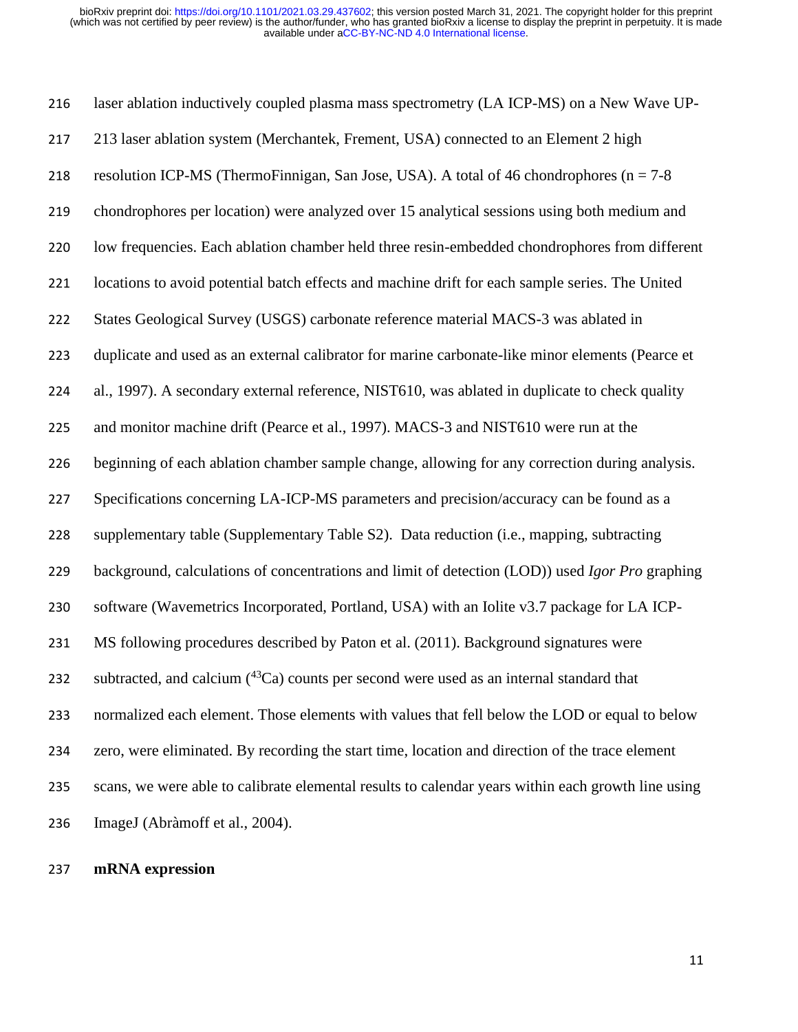laser ablation inductively coupled plasma mass spectrometry (LA ICP-MS) on a New Wave UP-213 laser ablation system (Merchantek, Frement, USA) connected to an Element 2 high resolution ICP-MS (ThermoFinnigan, San Jose, USA). A total of 46 chondrophores (n = 7-8 chondrophores per location) were analyzed over 15 analytical sessions using both medium and low frequencies. Each ablation chamber held three resin-embedded chondrophores from different locations to avoid potential batch effects and machine drift for each sample series. The United States Geological Survey (USGS) carbonate reference material MACS-3 was ablated in duplicate and used as an external calibrator for marine carbonate-like minor elements (Pearce et al., 1997). A secondary external reference, NIST610, was ablated in duplicate to check quality and monitor machine drift (Pearce et al., 1997). MACS-3 and NIST610 were run at the beginning of each ablation chamber sample change, allowing for any correction during analysis. Specifications concerning LA-ICP-MS parameters and precision/accuracy can be found as a supplementary table (Supplementary Table S2). Data reduction (i.e., mapping, subtracting background, calculations of concentrations and limit of detection (LOD)) used *Igor Pro* graphing software (Wavemetrics Incorporated, Portland, USA) with an Iolite v3.7 package for LA ICP-MS following procedures described by Paton et al. (2011). Background signatures were subtracted, and calcium ($^{43}Ca$) counts per second were used as an internal standard that normalized each element. Those elements with values that fell below the LOD or equal to below zero, were eliminated. By recording the start time, location and direction of the trace element scans, we were able to calibrate elemental results to calendar years within each growth line using ImageJ (Abràmoff et al., 2004).

**mRNA expression**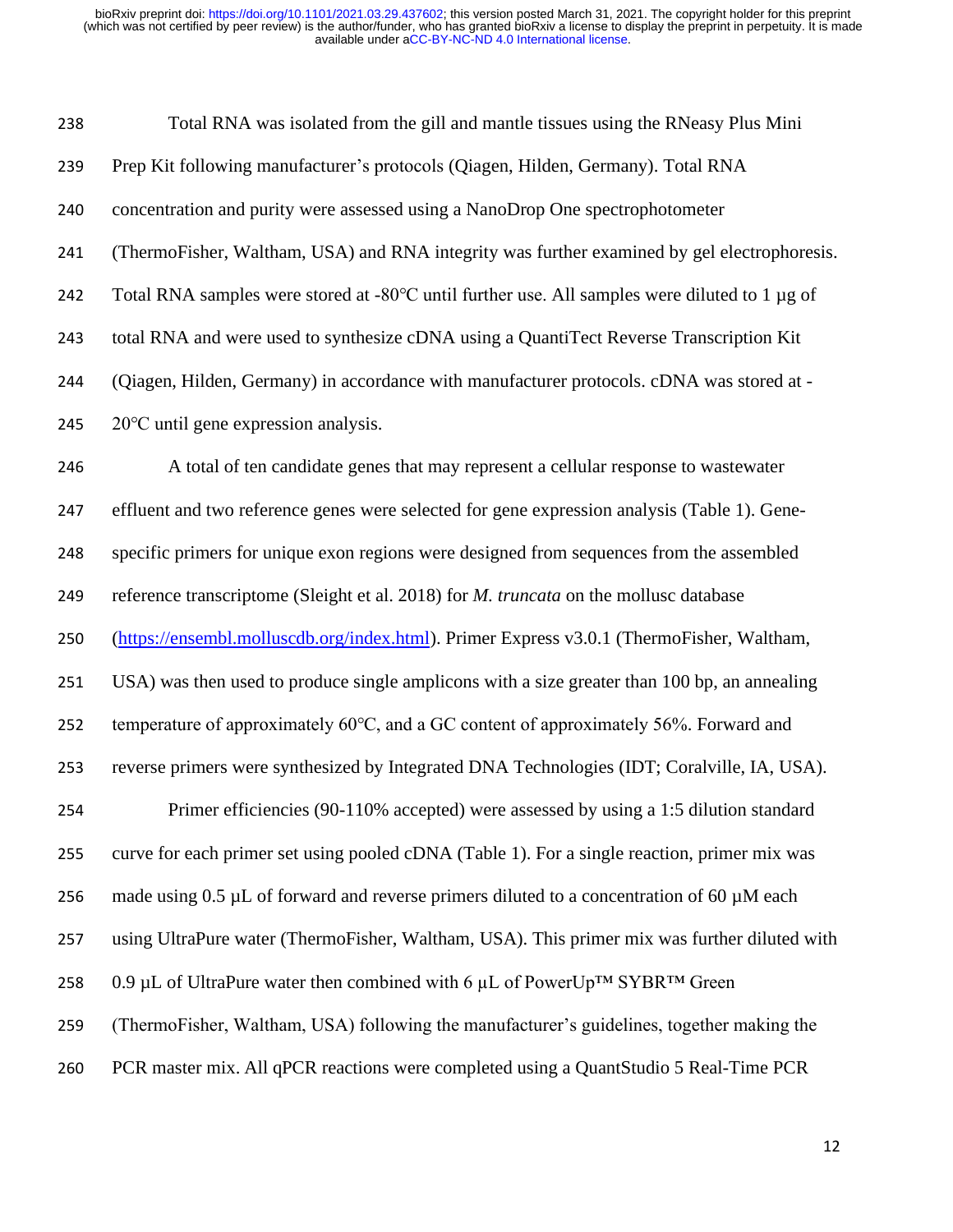Total RNA was isolated from the gill and mantle tissues using the RNeasy Plus Mini Prep Kit following manufacturer's protocols (Qiagen, Hilden, Germany). Total RNA concentration and purity were assessed using a NanoDrop One spectrophotometer (ThermoFisher, Waltham, USA) and RNA integrity was further examined by gel electrophoresis. Total RNA samples were stored at -80℃ until further use. All samples were diluted to 1 µg of total RNA and were used to synthesize cDNA using a QuantiTect Reverse Transcription Kit (Qiagen, Hilden, Germany) in accordance with manufacturer protocols. cDNA was stored at -20℃ until gene expression analysis.

A total of ten candidate genes that may represent a cellular response to wastewater effluent and two reference genes were selected for gene expression analysis (Table 1). Gene-specific primers for unique exon regions were designed from sequences from the assembled reference transcriptome (Sleight et al. 2018) for *M. truncata* on the mollusc database (https://ensembl.molluscdb.org/index.html). Primer Express v3.0.1 (ThermoFisher, Waltham, USA) was then used to produce single amplicons with a size greater than 100 bp, an annealing temperature of approximately 60℃, and a GC content of approximately 56%. Forward and reverse primers were synthesized by Integrated DNA Technologies (IDT; Coralville, IA, USA).

Primer efficiencies (90-110% accepted) were assessed by using a 1:5 dilution standard curve for each primer set using pooled cDNA (Table 1). For a single reaction, primer mix was made using 0.5 µL of forward and reverse primers diluted to a concentration of 60 µM each using UltraPure water (ThermoFisher, Waltham, USA). This primer mix was further diluted with 0.9 µL of UltraPure water then combined with 6 µL of PowerUp™ SYBR™ Green (ThermoFisher, Waltham, USA) following the manufacturer's guidelines, together making the PCR master mix. All qPCR reactions were completed using a QuantStudio 5 Real-Time PCR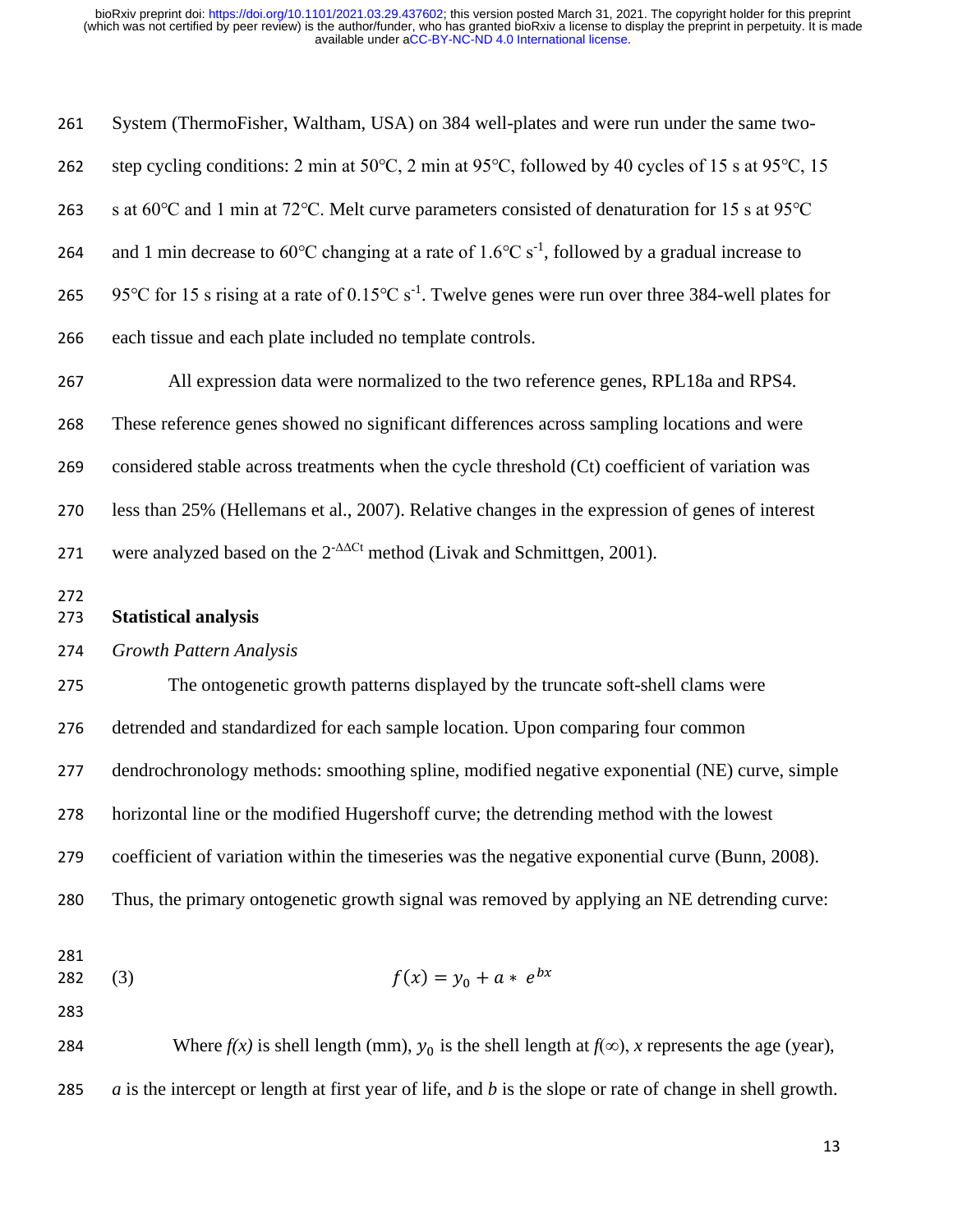System (ThermoFisher, Waltham, USA) on 384 well-plates and were run under the same two-step cycling conditions: 2 min at 50°C, 2 min at 95°C, followed by 40 cycles of 15 s at 95°C, 15 s at 60°C and 1 min at 72°C. Melt curve parameters consisted of denaturation for 15 s at 95°C and 1 min decrease to 60°C changing at a rate of 1.6°C $s^{-1}$, followed by a gradual increase to 95°C for 15 s rising at a rate of 0.15°C $s^{-1}$. Twelve genes were run over three 384-well plates for each tissue and each plate included no template controls.

All expression data were normalized to the two reference genes, RPL18a and RPS4. These reference genes showed no significant differences across sampling locations and were considered stable across treatments when the cycle threshold (Ct) coefficient of variation was less than 25% (Hellemans et al., 2007). Relative changes in the expression of genes of interest were analyzed based on the $2^{-\Delta\Delta Ct}$ method (Livak and Schmittgen, 2001).

## Statistical analysis

### *Growth Pattern Analysis*

The ontogenetic growth patterns displayed by the truncate soft-shell clams were detrended and standardized for each sample location. Upon comparing four common dendrochronology methods: smoothing spline, modified negative exponential (NE) curve, simple horizontal line or the modified Hugershoff curve; the detrending method with the lowest coefficient of variation within the timeseries was the negative exponential curve (Bunn, 2008). Thus, the primary ontogenetic growth signal was removed by applying an NE detrending curve:

$$f(x) = y_0 + a * e^{bx} \quad (3)$$

Where $f(x)$ is shell length (mm), $y_0$ is the shell length at $f(\infty)$, $x$ represents the age (year), $a$ is the intercept or length at first year of life, and $b$ is the slope or rate of change in shell growth.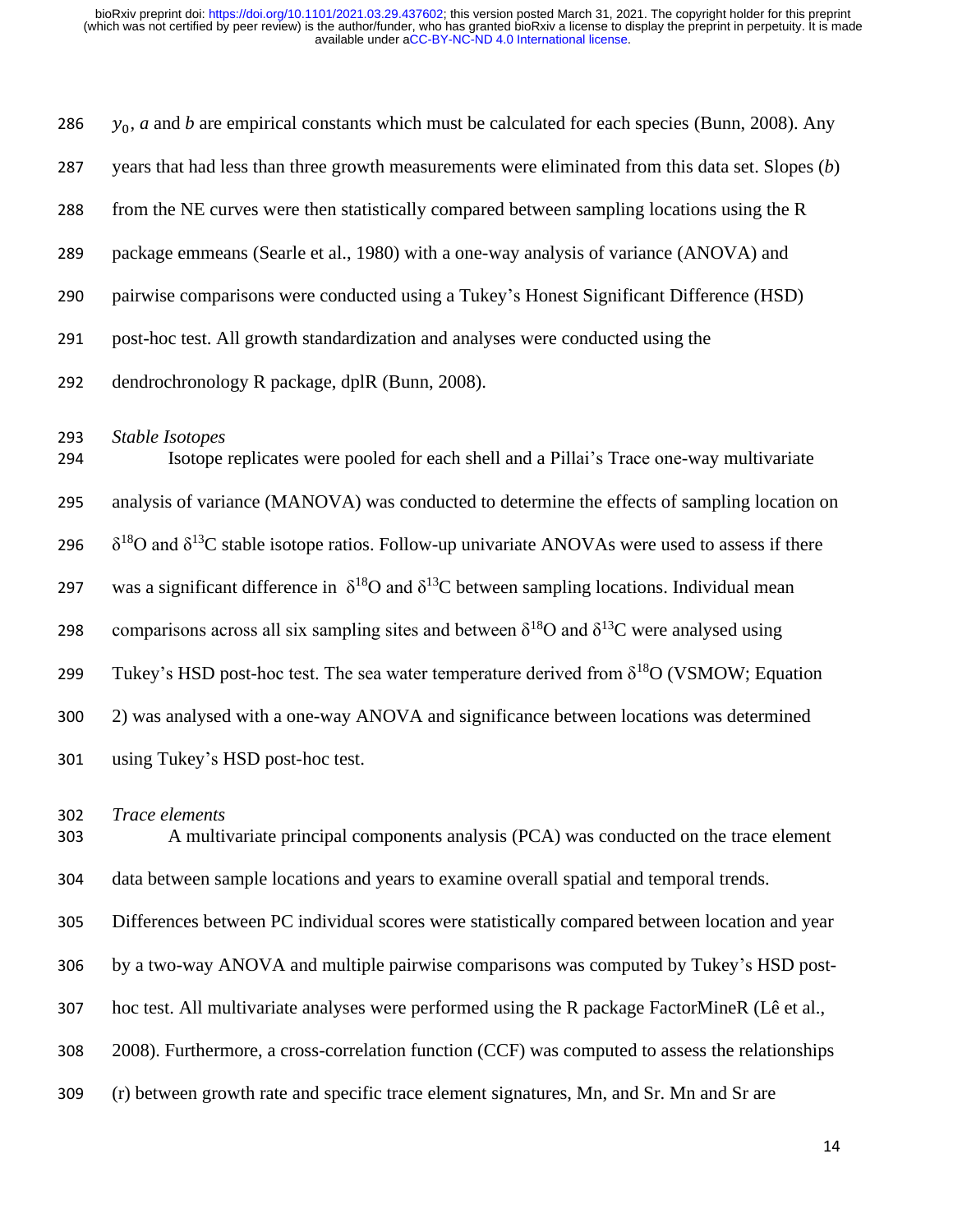$y_0$, *a* and *b* are empirical constants which must be calculated for each species (Bunn, 2008). Any years that had less than three growth measurements were eliminated from this data set. Slopes (*b*) from the NE curves were then statistically compared between sampling locations using the R package emmeans (Searle et al., 1980) with a one-way analysis of variance (ANOVA) and pairwise comparisons were conducted using a Tukey's Honest Significant Difference (HSD) post-hoc test. All growth standardization and analyses were conducted using the dendrochronology R package, dplR (Bunn, 2008).

*Stable Isotopes*

Isotope replicates were pooled for each shell and a Pillai's Trace one-way multivariate analysis of variance (MANOVA) was conducted to determine the effects of sampling location on $\delta^{18}O$ and $\delta^{13}C$ stable isotope ratios. Follow-up univariate ANOVAs were used to assess if there was a significant difference in $\delta^{18}O$ and $\delta^{13}C$ between sampling locations. Individual mean comparisons across all six sampling sites and between $\delta^{18}O$ and $\delta^{13}C$ were analysed using Tukey's HSD post-hoc test. The sea water temperature derived from $\delta^{18}O$ (VSMOW; Equation 2) was analysed with a one-way ANOVA and significance between locations was determined using Tukey's HSD post-hoc test.

*Trace elements*

A multivariate principal components analysis (PCA) was conducted on the trace element data between sample locations and years to examine overall spatial and temporal trends. Differences between PC individual scores were statistically compared between location and year by a two-way ANOVA and multiple pairwise comparisons was computed by Tukey's HSD post-hoc test. All multivariate analyses were performed using the R package FactorMineR (Lê et al., 2008). Furthermore, a cross-correlation function (CCF) was computed to assess the relationships (r) between growth rate and specific trace element signatures, Mn, and Sr. Mn and Sr are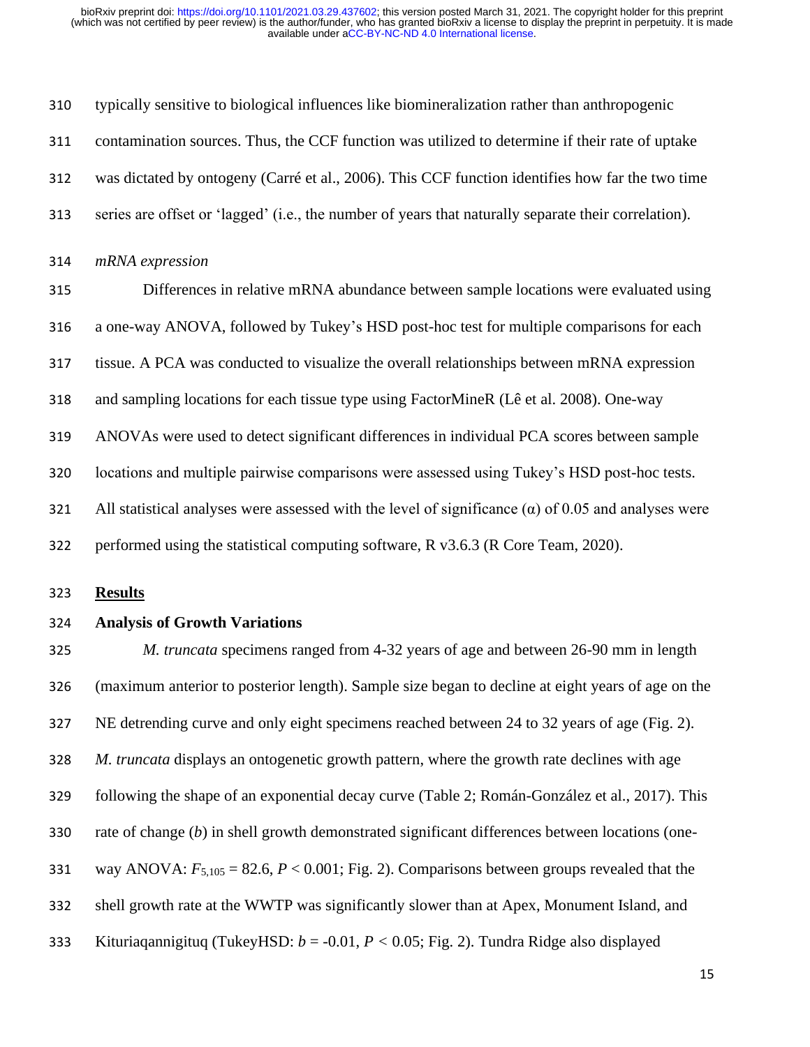typically sensitive to biological influences like biomineralization rather than anthropogenic contamination sources. Thus, the CCF function was utilized to determine if their rate of uptake was dictated by ontogeny (Carré et al., 2006). This CCF function identifies how far the two time series are offset or 'lagged' (i.e., the number of years that naturally separate their correlation).

*mRNA expression*

Differences in relative mRNA abundance between sample locations were evaluated using a one-way ANOVA, followed by Tukey's HSD post-hoc test for multiple comparisons for each tissue. A PCA was conducted to visualize the overall relationships between mRNA expression and sampling locations for each tissue type using FactorMineR (Lê et al. 2008). One-way ANOVAs were used to detect significant differences in individual PCA scores between sample locations and multiple pairwise comparisons were assessed using Tukey's HSD post-hoc tests. All statistical analyses were assessed with the level of significance (α) of 0.05 and analyses were performed using the statistical computing software, R v3.6.3 (R Core Team, 2020).

## Results

### Analysis of Growth Variations

*M. truncata* specimens ranged from 4-32 years of age and between 26-90 mm in length (maximum anterior to posterior length). Sample size began to decline at eight years of age on the NE detrending curve and only eight specimens reached between 24 to 32 years of age (Fig. 2). *M. truncata* displays an ontogenetic growth pattern, where the growth rate declines with age following the shape of an exponential decay curve (Table 2; Román-González et al., 2017). This rate of change ($b$) in shell growth demonstrated significant differences between locations (one-way ANOVA: $F_{5,105} = 82.6$, $P < 0.001$; Fig. 2). Comparisons between groups revealed that the shell growth rate at the WWTP was significantly slower than at Apex, Monument Island, and Kituriaqannigituq (TukeyHSD: $b = -0.01$, $P < 0.05$; Fig. 2). Tundra Ridge also displayed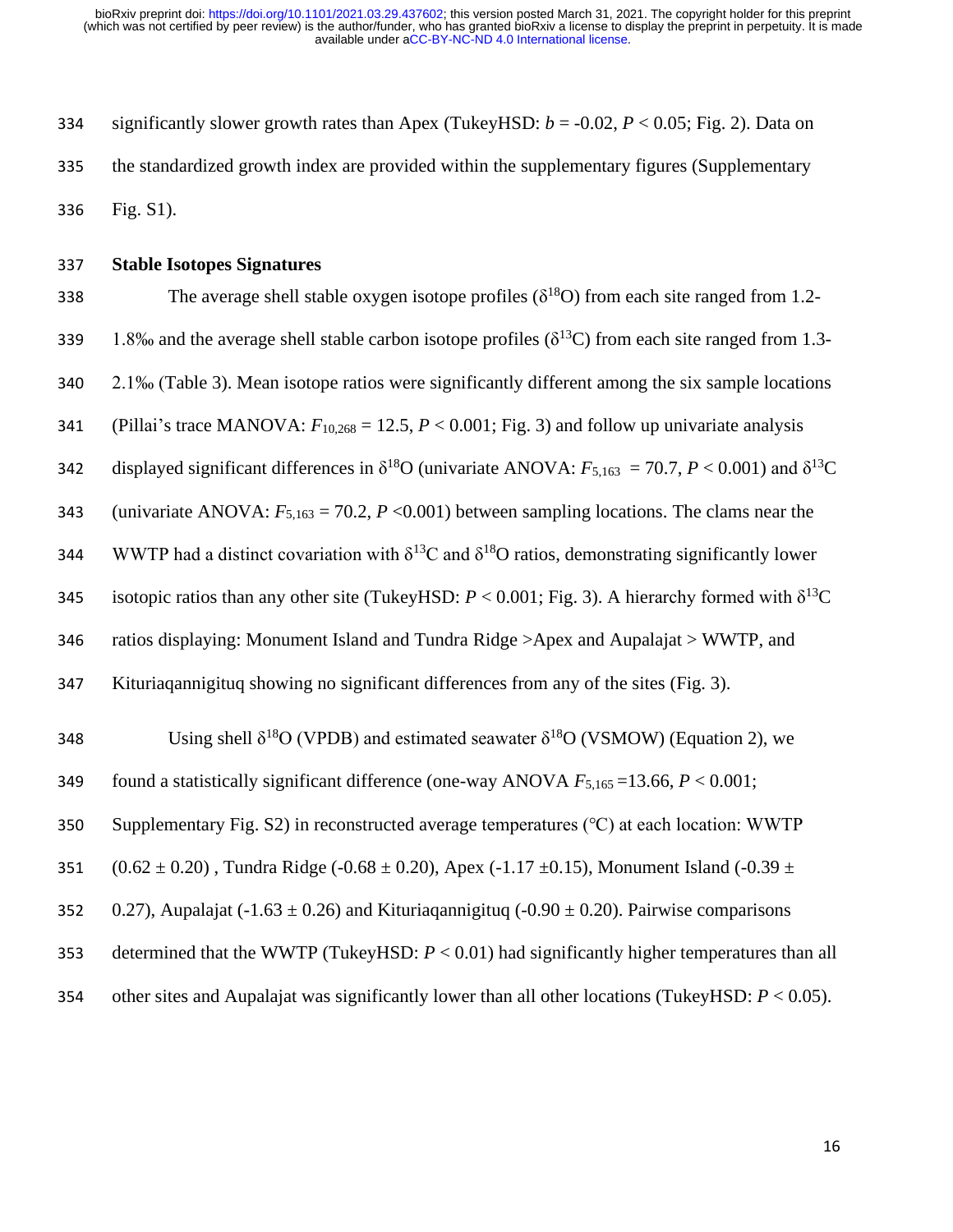significantly slower growth rates than Apex (TukeyHSD: $b = -0.02$, $P < 0.05$; Fig. 2). Data on the standardized growth index are provided within the supplementary figures (Supplementary Fig. S1).

### Stable Isotopes Signatures

The average shell stable oxygen isotope profiles ($\delta^{18}O$) from each site ranged from 1.2-1.8‰ and the average shell stable carbon isotope profiles ($\delta^{13}C$) from each site ranged from 1.3-2.1‰ (Table 3). Mean isotope ratios were significantly different among the six sample locations (Pillai's trace MANOVA: $F_{10,268} = 12.5$, $P < 0.001$; Fig. 3) and follow up univariate analysis displayed significant differences in $\delta^{18}O$ (univariate ANOVA: $F_{5,163} = 70.7$, $P < 0.001$) and $\delta^{13}C$ (univariate ANOVA: $F_{5,163} = 70.2$, $P < 0.001$) between sampling locations. The clams near the WWTP had a distinct covariation with $\delta^{13}C$ and $\delta^{18}O$ ratios, demonstrating significantly lower isotopic ratios than any other site (TukeyHSD: $P < 0.001$; Fig. 3). A hierarchy formed with $\delta^{13}C$ ratios displaying: Monument Island and Tundra Ridge >Apex and Aupalajat > WWTP, and Kituriaqannigituq showing no significant differences from any of the sites (Fig. 3).

Using shell $\delta^{18}O$ (VPDB) and estimated seawater $\delta^{18}O$ (VSMOW) (Equation 2), we found a statistically significant difference (one-way ANOVA $F_{5,165} = 13.66$, $P < 0.001$; Supplementary Fig. S2) in reconstructed average temperatures (°C) at each location: WWTP ($0.62 \pm 0.20$) , Tundra Ridge ($-0.68 \pm 0.20$), Apex ($-1.17 \pm 0.15$), Monument Island ($-0.39 \pm 0.27$), Aupalajat ($-1.63 \pm 0.26$) and Kituriaqannigituq ($-0.90 \pm 0.20$). Pairwise comparisons determined that the WWTP (TukeyHSD: $P < 0.01$) had significantly higher temperatures than all other sites and Aupalajat was significantly lower than all other locations (TukeyHSD: $P < 0.05$).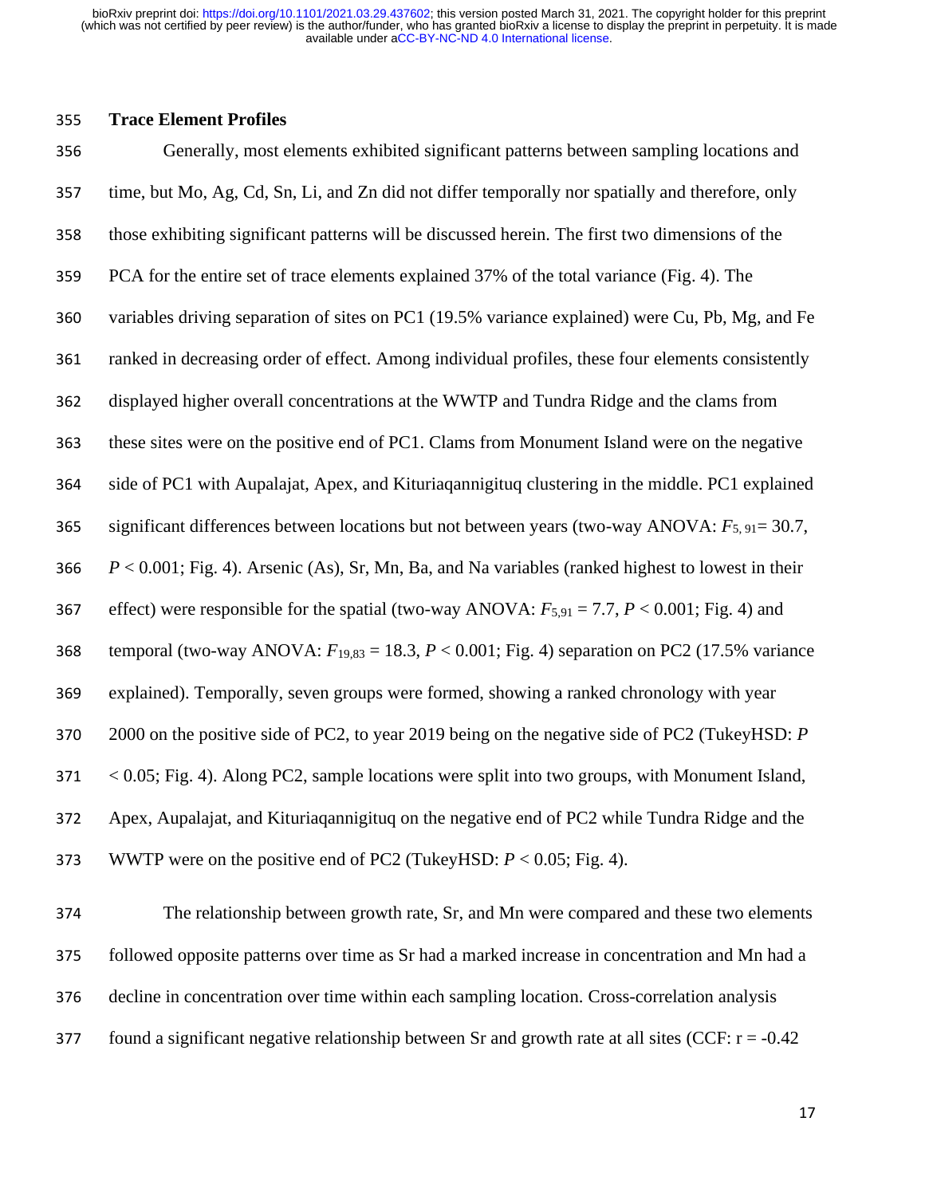### Trace Element Profiles

Generally, most elements exhibited significant patterns between sampling locations and time, but Mo, Ag, Cd, Sn, Li, and Zn did not differ temporally nor spatially and therefore, only those exhibiting significant patterns will be discussed herein. The first two dimensions of the PCA for the entire set of trace elements explained 37% of the total variance (Fig. 4). The variables driving separation of sites on PC1 (19.5% variance explained) were Cu, Pb, Mg, and Fe ranked in decreasing order of effect. Among individual profiles, these four elements consistently displayed higher overall concentrations at the WWTP and Tundra Ridge and the clams from these sites were on the positive end of PC1. Clams from Monument Island were on the negative side of PC1 with Aupalajat, Apex, and Kituriaqannigituq clustering in the middle. PC1 explained significant differences between locations but not between years (two-way ANOVA: $F_{5, 91} = 30.7$, $P < 0.001$; Fig. 4). Arsenic (As), Sr, Mn, Ba, and Na variables (ranked highest to lowest in their effect) were responsible for the spatial (two-way ANOVA: $F_{5,91} = 7.7$, $P < 0.001$; Fig. 4) and temporal (two-way ANOVA: $F_{19,83} = 18.3$, $P < 0.001$; Fig. 4) separation on PC2 (17.5% variance explained). Temporally, seven groups were formed, showing a ranked chronology with year 2000 on the positive side of PC2, to year 2019 being on the negative side of PC2 (TukeyHSD: $P < 0.05$; Fig. 4). Along PC2, sample locations were split into two groups, with Monument Island, Apex, Aupalajat, and Kituriaqannigituq on the negative end of PC2 while Tundra Ridge and the WWTP were on the positive end of PC2 (TukeyHSD: $P < 0.05$; Fig. 4).

The relationship between growth rate, Sr, and Mn were compared and these two elements followed opposite patterns over time as Sr had a marked increase in concentration and Mn had a decline in concentration over time within each sampling location. Cross-correlation analysis found a significant negative relationship between Sr and growth rate at all sites (CCF: $r = -0.42$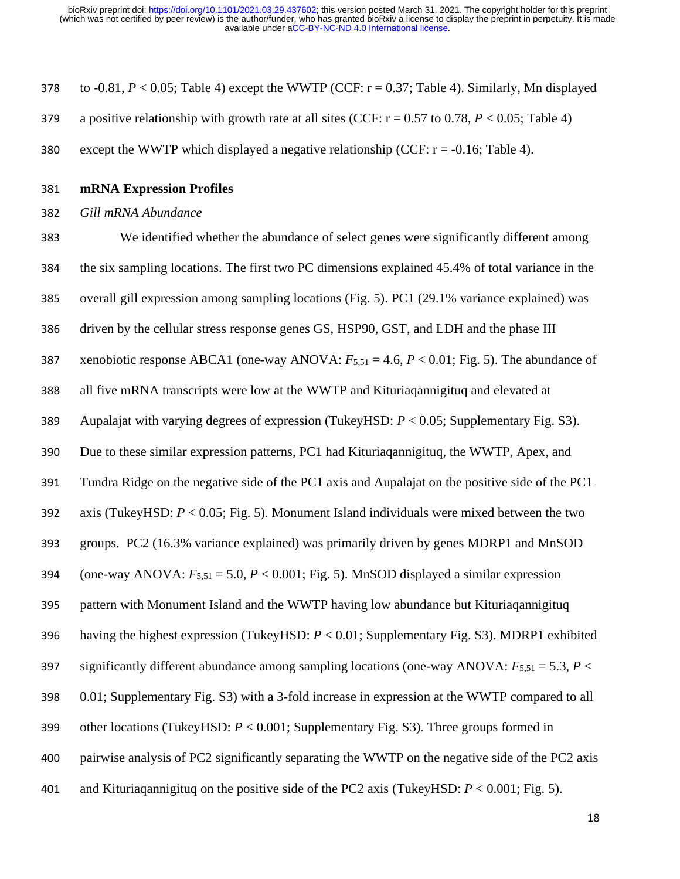to -0.81, $P < 0.05$; Table 4) except the WWTP (CCF: r = 0.37; Table 4). Similarly, Mn displayed a positive relationship with growth rate at all sites (CCF: r = 0.57 to 0.78, $P < 0.05$; Table 4) except the WWTP which displayed a negative relationship (CCF: r = -0.16; Table 4).

## mRNA Expression Profiles

### *Gill mRNA Abundance*

We identified whether the abundance of select genes were significantly different among the six sampling locations. The first two PC dimensions explained 45.4% of total variance in the overall gill expression among sampling locations (Fig. 5). PC1 (29.1% variance explained) was driven by the cellular stress response genes GS, HSP90, GST, and LDH and the phase III xenobiotic response ABCA1 (one-way ANOVA: $F_{5,51} = 4.6$, $P < 0.01$; Fig. 5). The abundance of all five mRNA transcripts were low at the WWTP and Kituriaqannigituq and elevated at Aupalajat with varying degrees of expression (TukeyHSD: $P < 0.05$; Supplementary Fig. S3). Due to these similar expression patterns, PC1 had Kituriaqannigituq, the WWTP, Apex, and Tundra Ridge on the negative side of the PC1 axis and Aupalajat on the positive side of the PC1 axis (TukeyHSD: $P < 0.05$; Fig. 5). Monument Island individuals were mixed between the two groups. PC2 (16.3% variance explained) was primarily driven by genes MDRP1 and MnSOD (one-way ANOVA: $F_{5,51} = 5.0$, $P < 0.001$; Fig. 5). MnSOD displayed a similar expression pattern with Monument Island and the WWTP having low abundance but Kituriaqannigituq having the highest expression (TukeyHSD: $P < 0.01$; Supplementary Fig. S3). MDRP1 exhibited significantly different abundance among sampling locations (one-way ANOVA: $F_{5,51} = 5.3$, $P < 0.01$; Supplementary Fig. S3) with a 3-fold increase in expression at the WWTP compared to all other locations (TukeyHSD: $P < 0.001$; Supplementary Fig. S3). Three groups formed in pairwise analysis of PC2 significantly separating the WWTP on the negative side of the PC2 axis and Kituriaqannigituq on the positive side of the PC2 axis (TukeyHSD: $P < 0.001$; Fig. 5).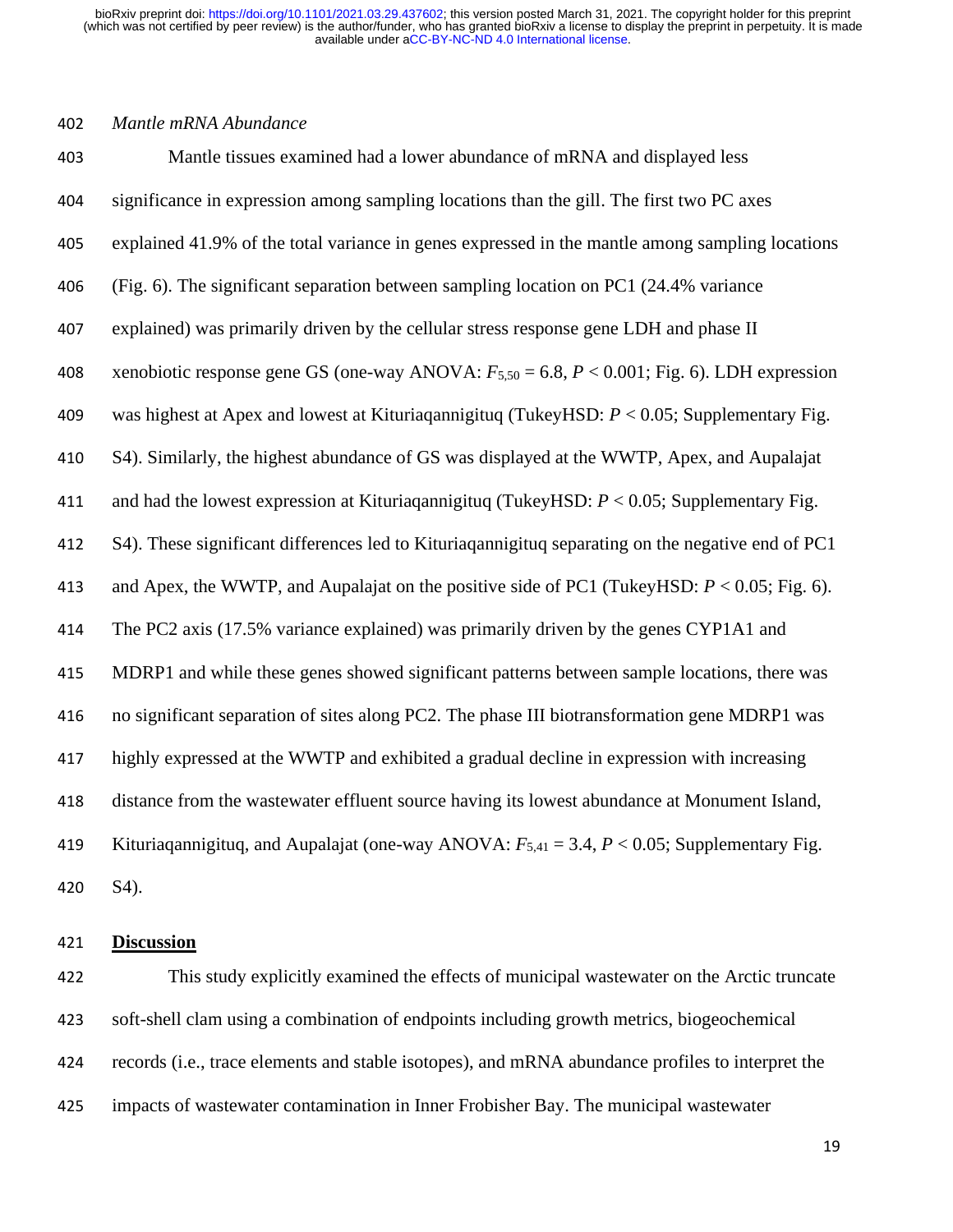*Mantle mRNA Abundance*

Mantle tissues examined had a lower abundance of mRNA and displayed less significance in expression among sampling locations than the gill. The first two PC axes explained 41.9% of the total variance in genes expressed in the mantle among sampling locations (Fig. 6). The significant separation between sampling location on PC1 (24.4% variance explained) was primarily driven by the cellular stress response gene LDH and phase II xenobiotic response gene GS (one-way ANOVA: $F_{5,50} = 6.8$, $P < 0.001$; Fig. 6). LDH expression was highest at Apex and lowest at Kituriaqannigituq (TukeyHSD: $P < 0.05$; Supplementary Fig. S4). Similarly, the highest abundance of GS was displayed at the WWTP, Apex, and Aupalajat and had the lowest expression at Kituriaqannigituq (TukeyHSD: $P < 0.05$; Supplementary Fig. S4). These significant differences led to Kituriaqannigituq separating on the negative end of PC1 and Apex, the WWTP, and Aupalajat on the positive side of PC1 (TukeyHSD: $P < 0.05$; Fig. 6). The PC2 axis (17.5% variance explained) was primarily driven by the genes CYP1A1 and MDRP1 and while these genes showed significant patterns between sample locations, there was no significant separation of sites along PC2. The phase III biotransformation gene MDRP1 was highly expressed at the WWTP and exhibited a gradual decline in expression with increasing distance from the wastewater effluent source having its lowest abundance at Monument Island, Kituriaqannigituq, and Aupalajat (one-way ANOVA: $F_{5,41} = 3.4$, $P < 0.05$; Supplementary Fig. S4).

## Discussion

This study explicitly examined the effects of municipal wastewater on the Arctic truncate soft-shell clam using a combination of endpoints including growth metrics, biogeochemical records (i.e., trace elements and stable isotopes), and mRNA abundance profiles to interpret the impacts of wastewater contamination in Inner Frobisher Bay. The municipal wastewater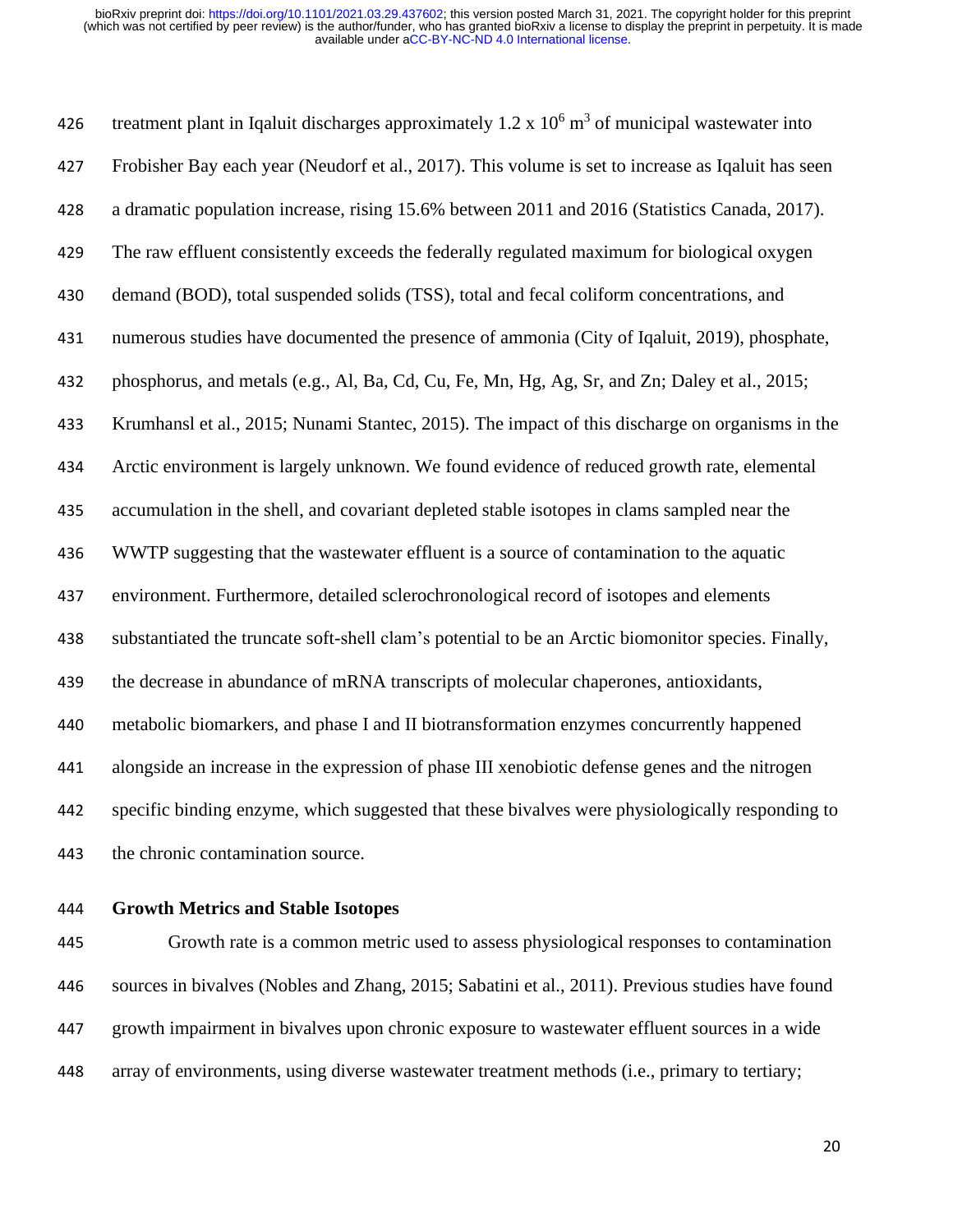treatment plant in Iqaluit discharges approximately 1.2 x $10^6$ $m^3$ of municipal wastewater into Frobisher Bay each year (Neudorf et al., 2017). This volume is set to increase as Iqaluit has seen a dramatic population increase, rising 15.6% between 2011 and 2016 (Statistics Canada, 2017). The raw effluent consistently exceeds the federally regulated maximum for biological oxygen demand (BOD), total suspended solids (TSS), total and fecal coliform concentrations, and numerous studies have documented the presence of ammonia (City of Iqaluit, 2019), phosphate, phosphorus, and metals (e.g., Al, Ba, Cd, Cu, Fe, Mn, Hg, Ag, Sr, and Zn; Daley et al., 2015; Krumhansl et al., 2015; Nunami Stantec, 2015). The impact of this discharge on organisms in the Arctic environment is largely unknown. We found evidence of reduced growth rate, elemental accumulation in the shell, and covariant depleted stable isotopes in clams sampled near the WWTP suggesting that the wastewater effluent is a source of contamination to the aquatic environment. Furthermore, detailed sclerochronological record of isotopes and elements substantiated the truncate soft-shell clam's potential to be an Arctic biomonitor species. Finally, the decrease in abundance of mRNA transcripts of molecular chaperones, antioxidants, metabolic biomarkers, and phase I and II biotransformation enzymes concurrently happened alongside an increase in the expression of phase III xenobiotic defense genes and the nitrogen specific binding enzyme, which suggested that these bivalves were physiologically responding to the chronic contamination source.

## Growth Metrics and Stable Isotopes

Growth rate is a common metric used to assess physiological responses to contamination sources in bivalves (Nobles and Zhang, 2015; Sabatini et al., 2011). Previous studies have found growth impairment in bivalves upon chronic exposure to wastewater effluent sources in a wide array of environments, using diverse wastewater treatment methods (i.e., primary to tertiary;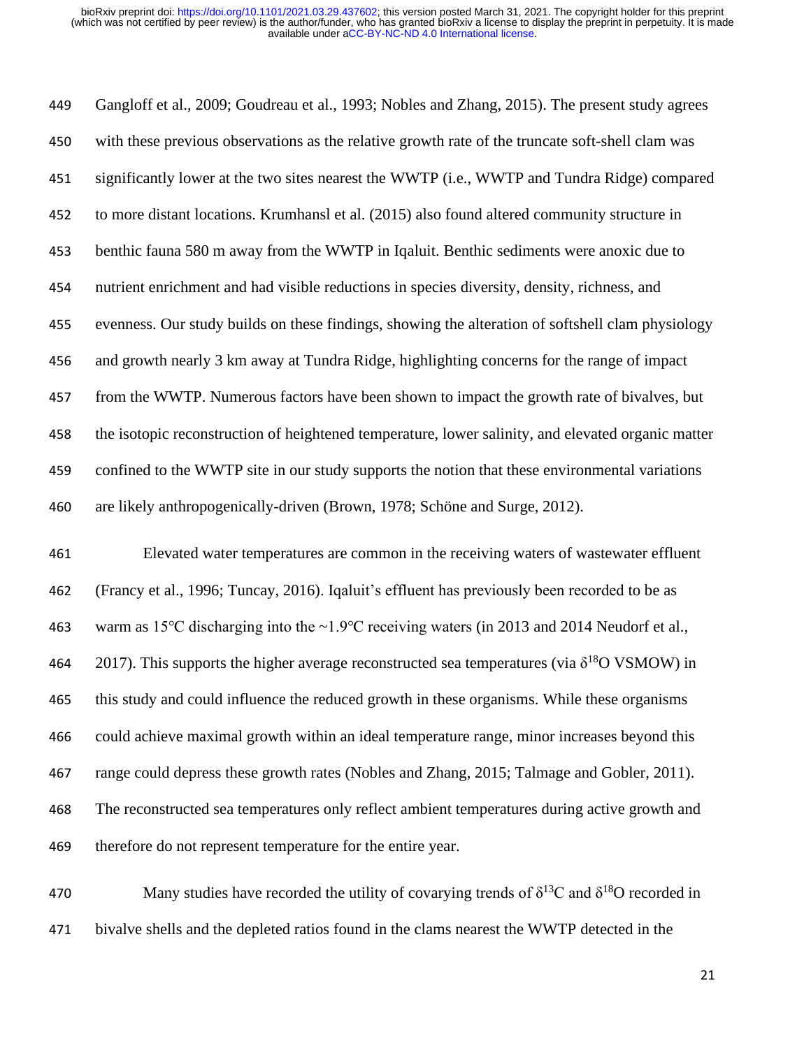Gangloff et al., 2009; Goudreau et al., 1993; Nobles and Zhang, 2015). The present study agrees with these previous observations as the relative growth rate of the truncate soft-shell clam was significantly lower at the two sites nearest the WWTP (i.e., WWTP and Tundra Ridge) compared to more distant locations. Krumhansl et al. (2015) also found altered community structure in benthic fauna 580 m away from the WWTP in Iqaluit. Benthic sediments were anoxic due to nutrient enrichment and had visible reductions in species diversity, density, richness, and evenness. Our study builds on these findings, showing the alteration of softshell clam physiology and growth nearly 3 km away at Tundra Ridge, highlighting concerns for the range of impact from the WWTP. Numerous factors have been shown to impact the growth rate of bivalves, but the isotopic reconstruction of heightened temperature, lower salinity, and elevated organic matter confined to the WWTP site in our study supports the notion that these environmental variations are likely anthropogenically-driven (Brown, 1978; Schöne and Surge, 2012).

Elevated water temperatures are common in the receiving waters of wastewater effluent (Francy et al., 1996; Tuncay, 2016). Iqaluit's effluent has previously been recorded to be as warm as 15°C discharging into the ~1.9°C receiving waters (in 2013 and 2014 Neudorf et al., 2017). This supports the higher average reconstructed sea temperatures (via $\delta^{18}$O VSMOW) in this study and could influence the reduced growth in these organisms. While these organisms could achieve maximal growth within an ideal temperature range, minor increases beyond this range could depress these growth rates (Nobles and Zhang, 2015; Talmage and Gobler, 2011). The reconstructed sea temperatures only reflect ambient temperatures during active growth and therefore do not represent temperature for the entire year.

Many studies have recorded the utility of covarying trends of $\delta^{13}$C and $\delta^{18}$O recorded in bivalve shells and the depleted ratios found in the clams nearest the WWTP detected in the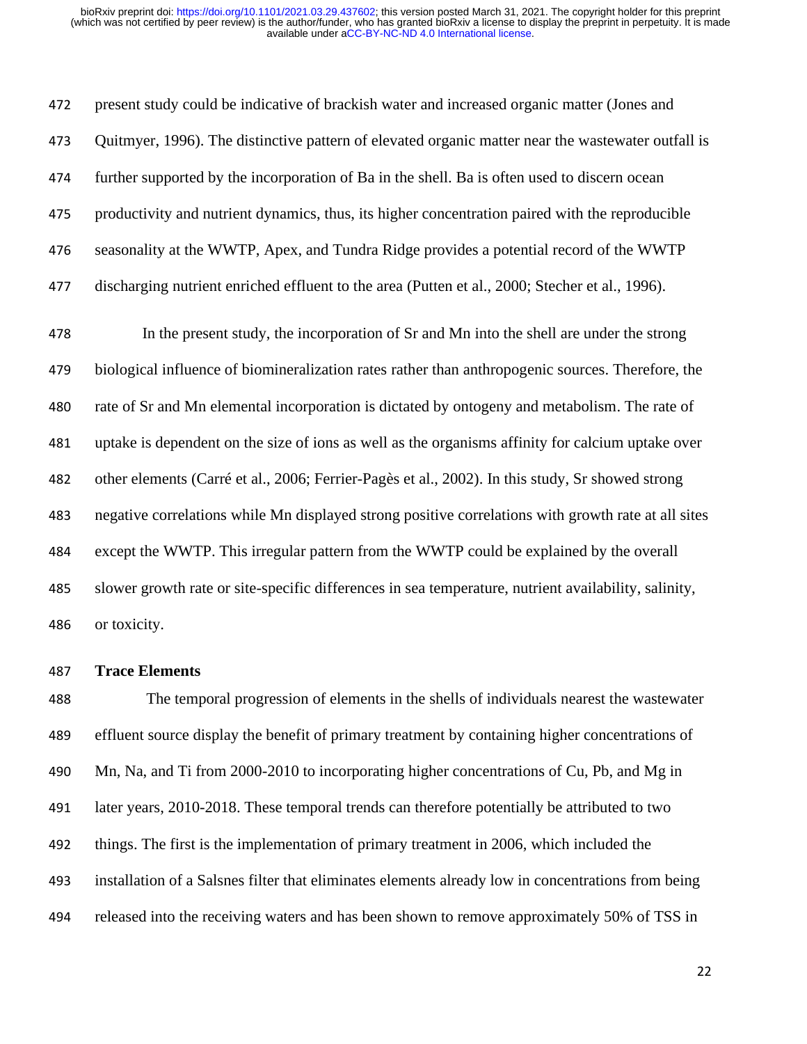present study could be indicative of brackish water and increased organic matter (Jones and Quitmyer, 1996). The distinctive pattern of elevated organic matter near the wastewater outfall is further supported by the incorporation of Ba in the shell. Ba is often used to discern ocean productivity and nutrient dynamics, thus, its higher concentration paired with the reproducible seasonality at the WWTP, Apex, and Tundra Ridge provides a potential record of the WWTP discharging nutrient enriched effluent to the area (Putten et al., 2000; Stecher et al., 1996).

In the present study, the incorporation of Sr and Mn into the shell are under the strong biological influence of biomineralization rates rather than anthropogenic sources. Therefore, the rate of Sr and Mn elemental incorporation is dictated by ontogeny and metabolism. The rate of uptake is dependent on the size of ions as well as the organisms affinity for calcium uptake over other elements (Carré et al., 2006; Ferrier-Pagès et al., 2002). In this study, Sr showed strong negative correlations while Mn displayed strong positive correlations with growth rate at all sites except the WWTP. This irregular pattern from the WWTP could be explained by the overall slower growth rate or site-specific differences in sea temperature, nutrient availability, salinity, or toxicity.

**Trace Elements**

The temporal progression of elements in the shells of individuals nearest the wastewater effluent source display the benefit of primary treatment by containing higher concentrations of Mn, Na, and Ti from 2000-2010 to incorporating higher concentrations of Cu, Pb, and Mg in later years, 2010-2018. These temporal trends can therefore potentially be attributed to two things. The first is the implementation of primary treatment in 2006, which included the installation of a Salsnes filter that eliminates elements already low in concentrations from being released into the receiving waters and has been shown to remove approximately 50% of TSS in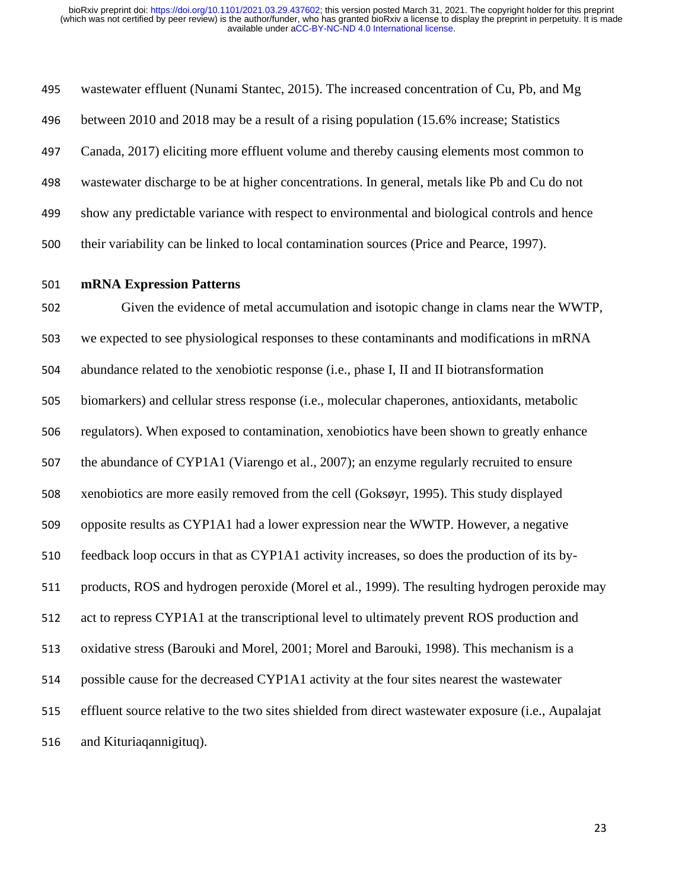wastewater effluent (Nunami Stantec, 2015). The increased concentration of Cu, Pb, and Mg between 2010 and 2018 may be a result of a rising population (15.6% increase; Statistics Canada, 2017) eliciting more effluent volume and thereby causing elements most common to wastewater discharge to be at higher concentrations. In general, metals like Pb and Cu do not show any predictable variance with respect to environmental and biological controls and hence their variability can be linked to local contamination sources (Price and Pearce, 1997).

**mRNA Expression Patterns**

Given the evidence of metal accumulation and isotopic change in clams near the WWTP, we expected to see physiological responses to these contaminants and modifications in mRNA abundance related to the xenobiotic response (i.e., phase I, II and II biotransformation biomarkers) and cellular stress response (i.e., molecular chaperones, antioxidants, metabolic regulators). When exposed to contamination, xenobiotics have been shown to greatly enhance the abundance of CYP1A1 (Viarengo et al., 2007); an enzyme regularly recruited to ensure xenobiotics are more easily removed from the cell (Goksøyr, 1995). This study displayed opposite results as CYP1A1 had a lower expression near the WWTP. However, a negative feedback loop occurs in that as CYP1A1 activity increases, so does the production of its by-products, ROS and hydrogen peroxide (Morel et al., 1999). The resulting hydrogen peroxide may act to repress CYP1A1 at the transcriptional level to ultimately prevent ROS production and oxidative stress (Barouki and Morel, 2001; Morel and Barouki, 1998). This mechanism is a possible cause for the decreased CYP1A1 activity at the four sites nearest the wastewater effluent source relative to the two sites shielded from direct wastewater exposure (i.e., Aupalajat and Kituriaqannigituq).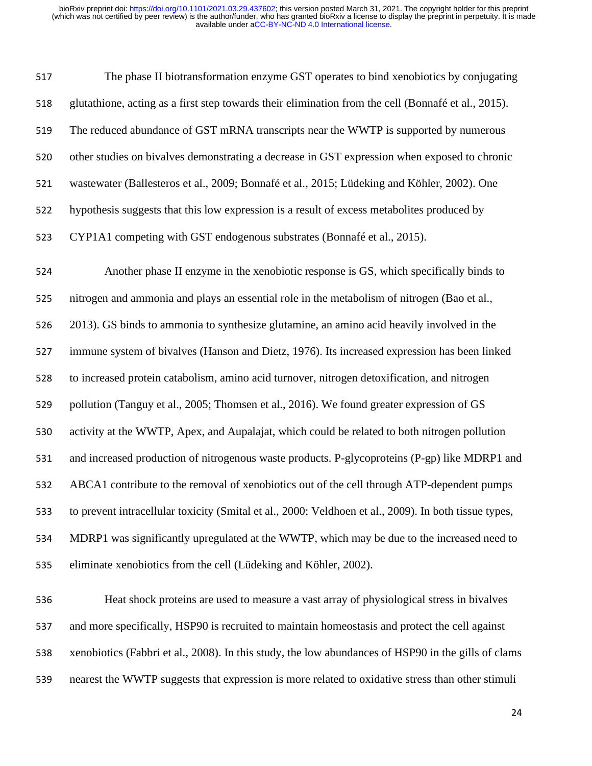The phase II biotransformation enzyme GST operates to bind xenobiotics by conjugating glutathione, acting as a first step towards their elimination from the cell (Bonnafé et al., 2015). The reduced abundance of GST mRNA transcripts near the WWTP is supported by numerous other studies on bivalves demonstrating a decrease in GST expression when exposed to chronic wastewater (Ballesteros et al., 2009; Bonnafé et al., 2015; Lüdeking and Köhler, 2002). One hypothesis suggests that this low expression is a result of excess metabolites produced by CYP1A1 competing with GST endogenous substrates (Bonnafé et al., 2015).

Another phase II enzyme in the xenobiotic response is GS, which specifically binds to nitrogen and ammonia and plays an essential role in the metabolism of nitrogen (Bao et al., 2013). GS binds to ammonia to synthesize glutamine, an amino acid heavily involved in the immune system of bivalves (Hanson and Dietz, 1976). Its increased expression has been linked to increased protein catabolism, amino acid turnover, nitrogen detoxification, and nitrogen pollution (Tanguy et al., 2005; Thomsen et al., 2016). We found greater expression of GS activity at the WWTP, Apex, and Aupalajat, which could be related to both nitrogen pollution and increased production of nitrogenous waste products. P-glycoproteins (P-gp) like MDRP1 and ABCA1 contribute to the removal of xenobiotics out of the cell through ATP-dependent pumps to prevent intracellular toxicity (Smital et al., 2000; Veldhoen et al., 2009). In both tissue types, MDRP1 was significantly upregulated at the WWTP, which may be due to the increased need to eliminate xenobiotics from the cell (Lüdeking and Köhler, 2002).

Heat shock proteins are used to measure a vast array of physiological stress in bivalves and more specifically, HSP90 is recruited to maintain homeostasis and protect the cell against xenobiotics (Fabbri et al., 2008). In this study, the low abundances of HSP90 in the gills of clams nearest the WWTP suggests that expression is more related to oxidative stress than other stimuli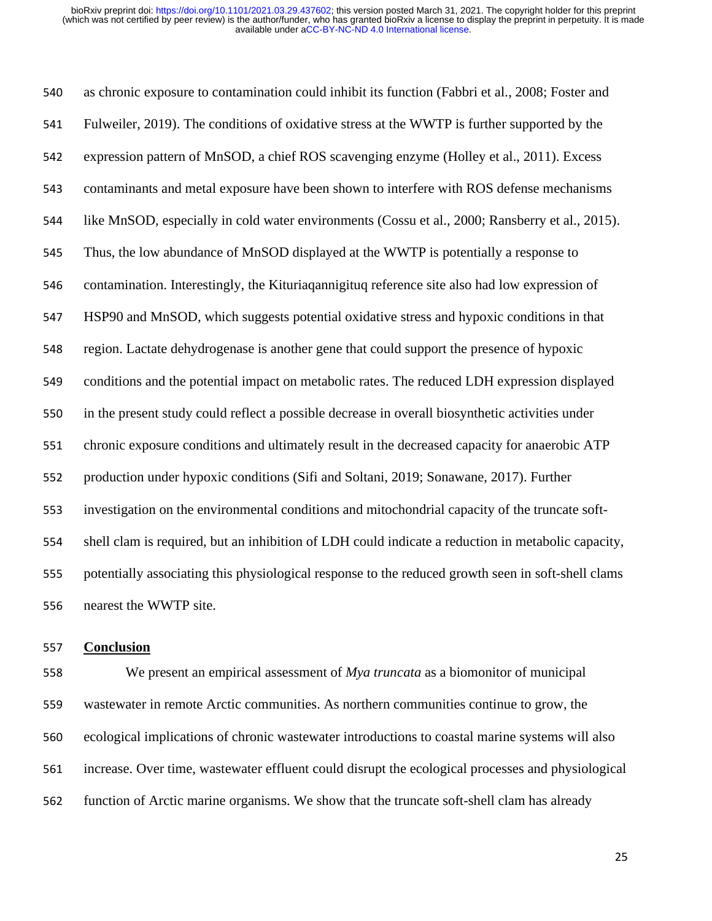as chronic exposure to contamination could inhibit its function (Fabbri et al., 2008; Foster and Fulweiler, 2019). The conditions of oxidative stress at the WWTP is further supported by the expression pattern of MnSOD, a chief ROS scavenging enzyme (Holley et al., 2011). Excess contaminants and metal exposure have been shown to interfere with ROS defense mechanisms like MnSOD, especially in cold water environments (Cossu et al., 2000; Ransberry et al., 2015). Thus, the low abundance of MnSOD displayed at the WWTP is potentially a response to contamination. Interestingly, the Kituriaqannigituq reference site also had low expression of HSP90 and MnSOD, which suggests potential oxidative stress and hypoxic conditions in that region. Lactate dehydrogenase is another gene that could support the presence of hypoxic conditions and the potential impact on metabolic rates. The reduced LDH expression displayed in the present study could reflect a possible decrease in overall biosynthetic activities under chronic exposure conditions and ultimately result in the decreased capacity for anaerobic ATP production under hypoxic conditions (Sifi and Soltani, 2019; Sonawane, 2017). Further investigation on the environmental conditions and mitochondrial capacity of the truncate soft-shell clam is required, but an inhibition of LDH could indicate a reduction in metabolic capacity, potentially associating this physiological response to the reduced growth seen in soft-shell clams nearest the WWTP site.

## Conclusion

We present an empirical assessment of *Mya truncata* as a biomonitor of municipal wastewater in remote Arctic communities. As northern communities continue to grow, the ecological implications of chronic wastewater introductions to coastal marine systems will also increase. Over time, wastewater effluent could disrupt the ecological processes and physiological function of Arctic marine organisms. We show that the truncate soft-shell clam has already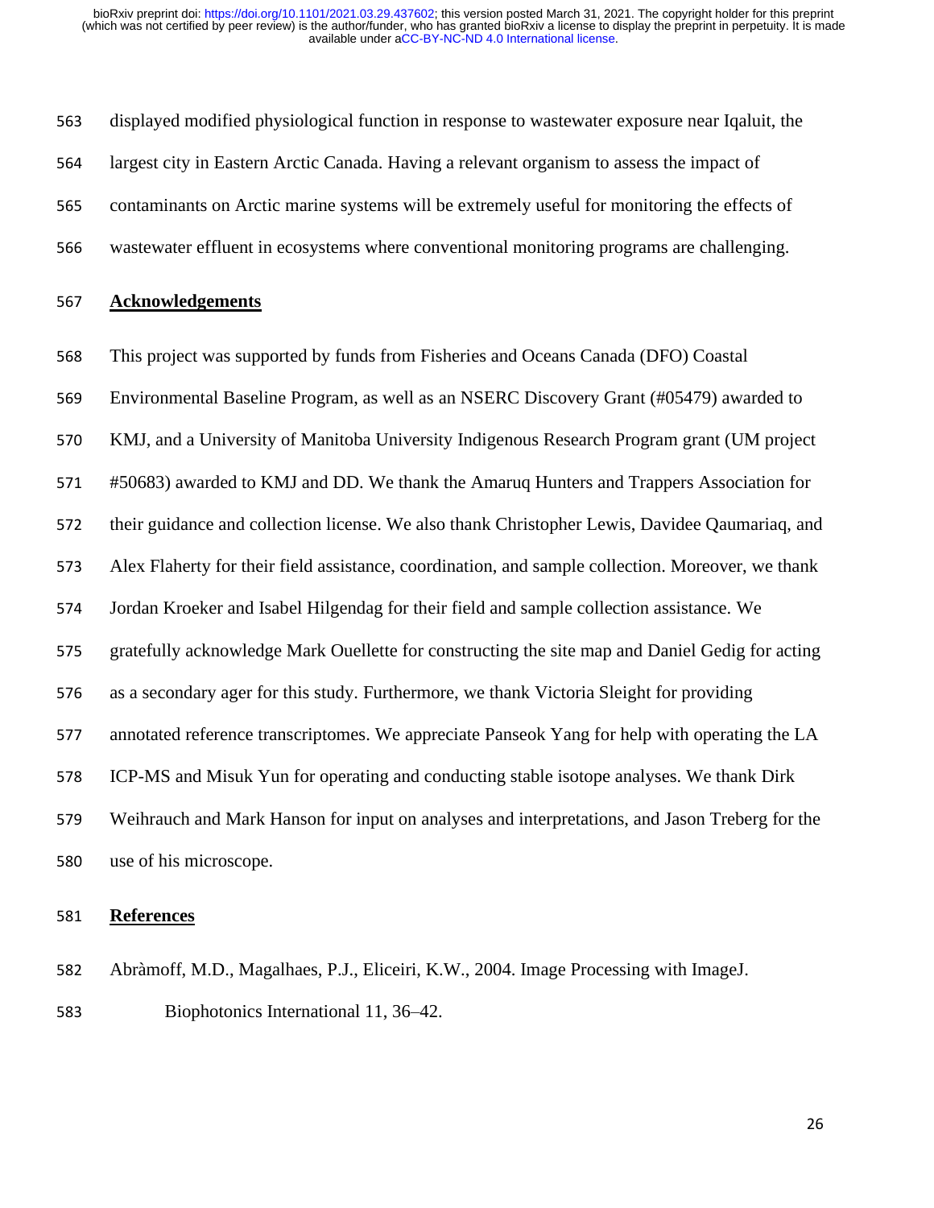displayed modified physiological function in response to wastewater exposure near Iqaluit, the largest city in Eastern Arctic Canada. Having a relevant organism to assess the impact of contaminants on Arctic marine systems will be extremely useful for monitoring the effects of wastewater effluent in ecosystems where conventional monitoring programs are challenging.

## Acknowledgements

This project was supported by funds from Fisheries and Oceans Canada (DFO) Coastal Environmental Baseline Program, as well as an NSERC Discovery Grant (#05479) awarded to KMJ, and a University of Manitoba University Indigenous Research Program grant (UM project #50683) awarded to KMJ and DD. We thank the Amaruq Hunters and Trappers Association for their guidance and collection license. We also thank Christopher Lewis, Davidee Qaumariaq, and Alex Flaherty for their field assistance, coordination, and sample collection. Moreover, we thank Jordan Kroeker and Isabel Hilgendag for their field and sample collection assistance. We gratefully acknowledge Mark Ouellette for constructing the site map and Daniel Gedig for acting as a secondary ager for this study. Furthermore, we thank Victoria Sleight for providing annotated reference transcriptomes. We appreciate Panseok Yang for help with operating the LA ICP-MS and Misuk Yun for operating and conducting stable isotope analyses. We thank Dirk Weihrauch and Mark Hanson for input on analyses and interpretations, and Jason Treberg for the use of his microscope.

## References

Abràmoff, M.D., Magalhaes, P.J., Eliceiri, K.W., 2004. Image Processing with ImageJ. Biophotonics International 11, 36–42.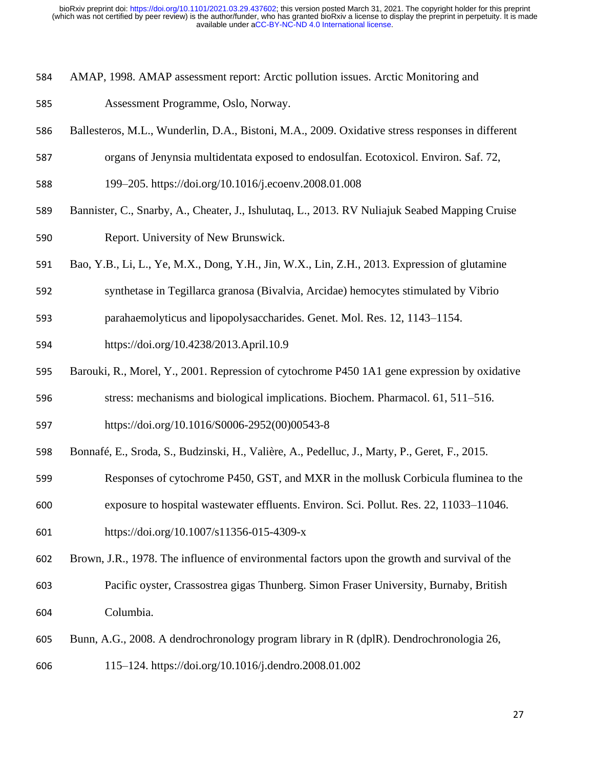AMAP, 1998. AMAP assessment report: Arctic pollution issues. Arctic Monitoring and Assessment Programme, Oslo, Norway.

Ballesteros, M.L., Wunderlin, D.A., Bistoni, M.A., 2009. Oxidative stress responses in different organs of Jenynsia multidentata exposed to endosulfan. Ecotoxicol. Environ. Saf. 72, 199–205. https://doi.org/10.1016/j.ecoenv.2008.01.008

Bannister, C., Snarby, A., Cheater, J., Ishulutaq, L., 2013. RV Nuliajuk Seabed Mapping Cruise Report. University of New Brunswick.

Bao, Y.B., Li, L., Ye, M.X., Dong, Y.H., Jin, W.X., Lin, Z.H., 2013. Expression of glutamine synthetase in Tegillarca granosa (Bivalvia, Arcidae) hemocytes stimulated by Vibrio parahaemolyticus and lipopolysaccharides. Genet. Mol. Res. 12, 1143–1154. https://doi.org/10.4238/2013.April.10.9

Barouki, R., Morel, Y., 2001. Repression of cytochrome P450 1A1 gene expression by oxidative stress: mechanisms and biological implications. Biochem. Pharmacol. 61, 511–516. https://doi.org/10.1016/S0006-2952(00)00543-8

Bonnafé, E., Sroda, S., Budzinski, H., Valière, A., Pedelluc, J., Marty, P., Geret, F., 2015. Responses of cytochrome P450, GST, and MXR in the mollusk Corbicula fluminea to the exposure to hospital wastewater effluents. Environ. Sci. Pollut. Res. 22, 11033–11046. https://doi.org/10.1007/s11356-015-4309-x

Brown, J.R., 1978. The influence of environmental factors upon the growth and survival of the Pacific oyster, Crassostrea gigas Thunberg. Simon Fraser University, Burnaby, British Columbia.

Bunn, A.G., 2008. A dendrochronology program library in R (dplR). Dendrochronologia 26, 115–124. https://doi.org/10.1016/j.dendro.2008.01.002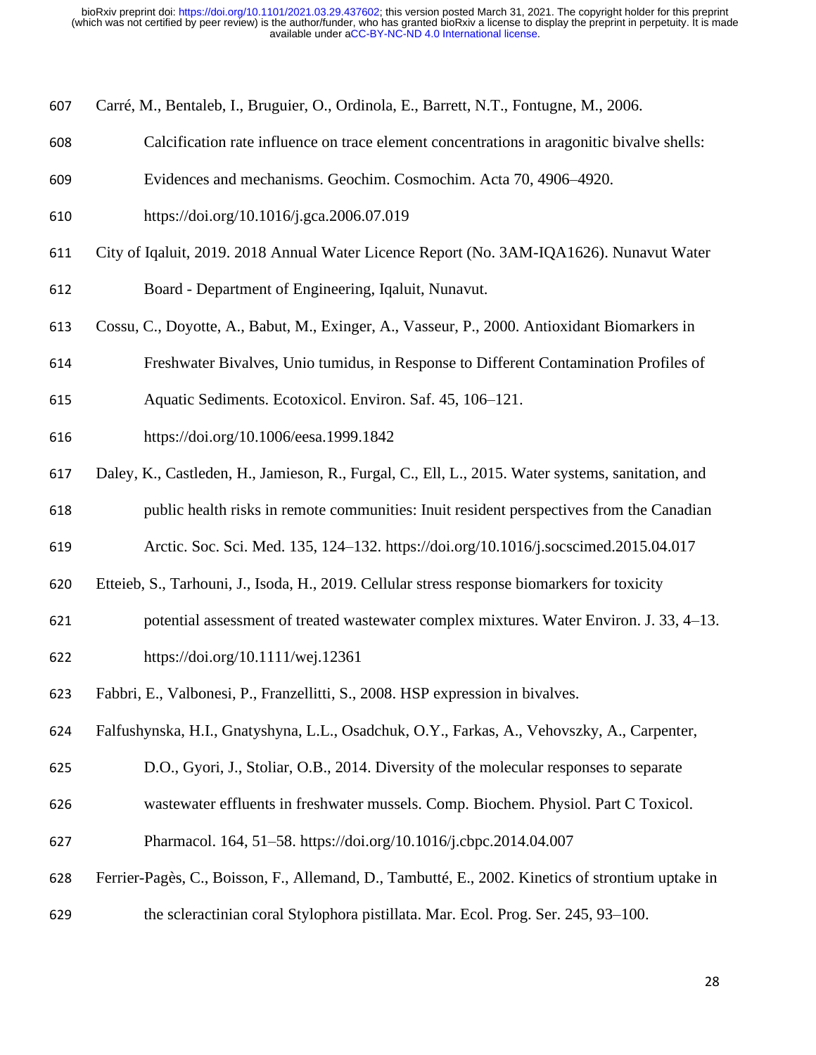Carré, M., Bentaleb, I., Bruguier, O., Ordinola, E., Barrett, N.T., Fontugne, M., 2006. Calcification rate influence on trace element concentrations in aragonitic bivalve shells: Evidences and mechanisms. Geochim. Cosmochim. Acta 70, 4906–4920. https://doi.org/10.1016/j.gca.2006.07.019

City of Iqaluit, 2019. 2018 Annual Water Licence Report (No. 3AM-IQA1626). Nunavut Water Board - Department of Engineering, Iqaluit, Nunavut.

Cossu, C., Doyotte, A., Babut, M., Exinger, A., Vasseur, P., 2000. Antioxidant Biomarkers in Freshwater Bivalves, Unio tumidus, in Response to Different Contamination Profiles of Aquatic Sediments. Ecotoxicol. Environ. Saf. 45, 106–121. https://doi.org/10.1006/eesa.1999.1842

Daley, K., Castleden, H., Jamieson, R., Furgal, C., Ell, L., 2015. Water systems, sanitation, and public health risks in remote communities: Inuit resident perspectives from the Canadian Arctic. Soc. Sci. Med. 135, 124–132. https://doi.org/10.1016/j.socscimed.2015.04.017

Etteieb, S., Tarhouni, J., Isoda, H., 2019. Cellular stress response biomarkers for toxicity potential assessment of treated wastewater complex mixtures. Water Environ. J. 33, 4–13. https://doi.org/10.1111/wej.12361

Fabbri, E., Valbonesi, P., Franzellitti, S., 2008. HSP expression in bivalves.

Falfushynska, H.I., Gnatyshyna, L.L., Osadchuk, O.Y., Farkas, A., Vehovszky, A., Carpenter, D.O., Gyori, J., Stoliar, O.B., 2014. Diversity of the molecular responses to separate wastewater effluents in freshwater mussels. Comp. Biochem. Physiol. Part C Toxicol. Pharmacol. 164, 51–58. https://doi.org/10.1016/j.cbpc.2014.04.007

Ferrier-Pagès, C., Boisson, F., Allemand, D., Tambutté, E., 2002. Kinetics of strontium uptake in the scleractinian coral Stylophora pistillata. Mar. Ecol. Prog. Ser. 245, 93–100.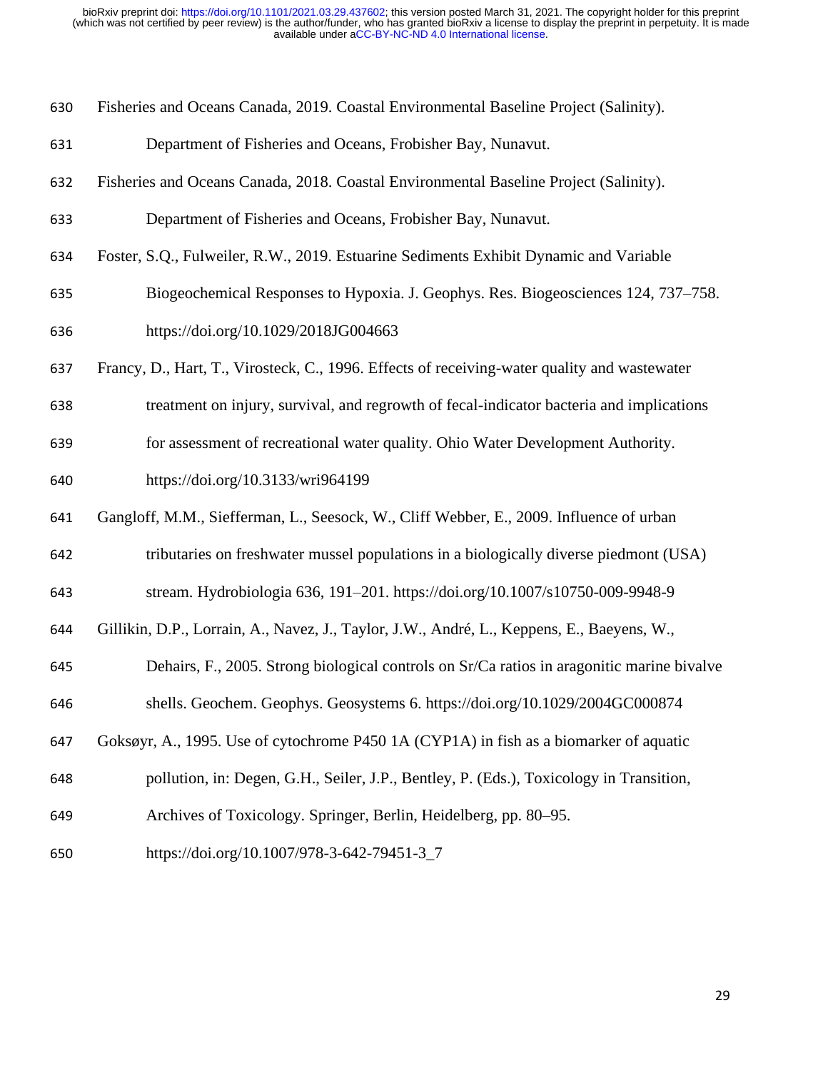Fisheries and Oceans Canada, 2019. Coastal Environmental Baseline Project (Salinity). Department of Fisheries and Oceans, Frobisher Bay, Nunavut.

Fisheries and Oceans Canada, 2018. Coastal Environmental Baseline Project (Salinity). Department of Fisheries and Oceans, Frobisher Bay, Nunavut.

Foster, S.Q., Fulweiler, R.W., 2019. Estuarine Sediments Exhibit Dynamic and Variable Biogeochemical Responses to Hypoxia. J. Geophys. Res. Biogeosciences 124, 737–758. https://doi.org/10.1029/2018JG004663

Francy, D., Hart, T., Virosteck, C., 1996. Effects of receiving-water quality and wastewater treatment on injury, survival, and regrowth of fecal-indicator bacteria and implications for assessment of recreational water quality. Ohio Water Development Authority. https://doi.org/10.3133/wri964199

Gangloff, M.M., Siefferman, L., Seesock, W., Cliff Webber, E., 2009. Influence of urban tributaries on freshwater mussel populations in a biologically diverse piedmont (USA) stream. Hydrobiologia 636, 191–201. https://doi.org/10.1007/s10750-009-9948-9

Gillikin, D.P., Lorrain, A., Navez, J., Taylor, J.W., André, L., Keppens, E., Baeyens, W., Dehairs, F., 2005. Strong biological controls on Sr/Ca ratios in aragonitic marine bivalve shells. Geochem. Geophys. Geosystems 6. https://doi.org/10.1029/2004GC000874

Goksøyr, A., 1995. Use of cytochrome P450 1A (CYP1A) in fish as a biomarker of aquatic pollution, in: Degen, G.H., Seiler, J.P., Bentley, P. (Eds.), Toxicology in Transition, Archives of Toxicology. Springer, Berlin, Heidelberg, pp. 80–95. https://doi.org/10.1007/978-3-642-79451-3_7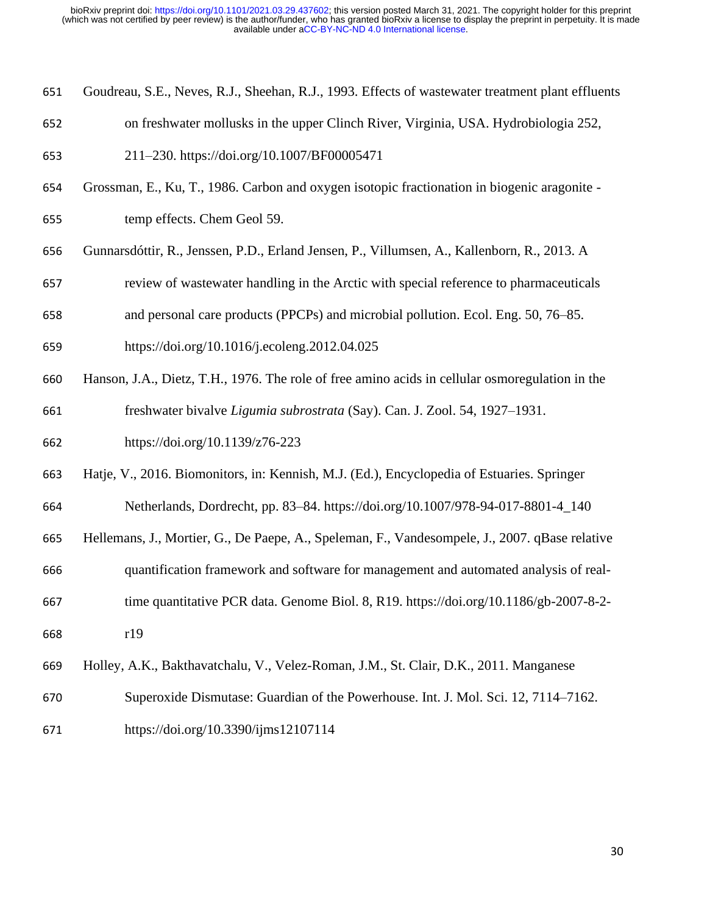Goudreau, S.E., Neves, R.J., Sheehan, R.J., 1993. Effects of wastewater treatment plant effluents on freshwater mollusks in the upper Clinch River, Virginia, USA. Hydrobiologia 252, 211–230. https://doi.org/10.1007/BF00005471

Grossman, E., Ku, T., 1986. Carbon and oxygen isotopic fractionation in biogenic aragonite - temp effects. Chem Geol 59.

Gunnarsdóttir, R., Jenssen, P.D., Erland Jensen, P., Villumsen, A., Kallenborn, R., 2013. A review of wastewater handling in the Arctic with special reference to pharmaceuticals and personal care products (PPCPs) and microbial pollution. Ecol. Eng. 50, 76–85. https://doi.org/10.1016/j.ecoleng.2012.04.025

Hanson, J.A., Dietz, T.H., 1976. The role of free amino acids in cellular osmoregulation in the freshwater bivalve *Ligumia subrostrata* (Say). Can. J. Zool. 54, 1927–1931. https://doi.org/10.1139/z76-223

Hatje, V., 2016. Biomonitors, in: Kennish, M.J. (Ed.), Encyclopedia of Estuaries. Springer Netherlands, Dordrecht, pp. 83–84. https://doi.org/10.1007/978-94-017-8801-4_140

Hellemans, J., Mortier, G., De Paepe, A., Speleman, F., Vandesompele, J., 2007. qBase relative quantification framework and software for management and automated analysis of real-time quantitative PCR data. Genome Biol. 8, R19. https://doi.org/10.1186/gb-2007-8-2-r19

Holley, A.K., Bakthavatchalu, V., Velez-Roman, J.M., St. Clair, D.K., 2011. Manganese Superoxide Dismutase: Guardian of the Powerhouse. Int. J. Mol. Sci. 12, 7114–7162. https://doi.org/10.3390/ijms12107114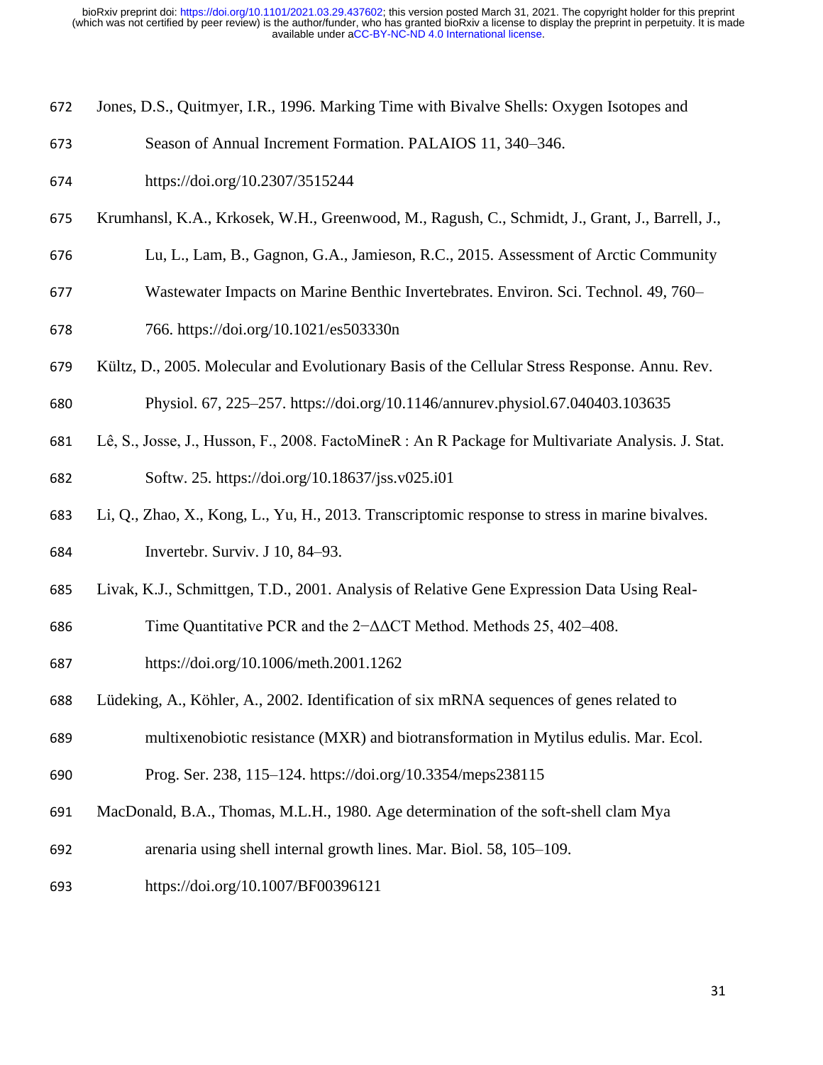Jones, D.S., Quitmyer, I.R., 1996. Marking Time with Bivalve Shells: Oxygen Isotopes and Season of Annual Increment Formation. PALAIOS 11, 340–346. https://doi.org/10.2307/3515244

Krumhansl, K.A., Krkosek, W.H., Greenwood, M., Ragush, C., Schmidt, J., Grant, J., Barrell, J., Lu, L., Lam, B., Gagnon, G.A., Jamieson, R.C., 2015. Assessment of Arctic Community Wastewater Impacts on Marine Benthic Invertebrates. Environ. Sci. Technol. 49, 760–766. https://doi.org/10.1021/es503330n

Kültz, D., 2005. Molecular and Evolutionary Basis of the Cellular Stress Response. Annu. Rev. Physiol. 67, 225–257. https://doi.org/10.1146/annurev.physiol.67.040403.103635

Lê, S., Josse, J., Husson, F., 2008. FactoMineR : An R Package for Multivariate Analysis. J. Stat. Softw. 25. https://doi.org/10.18637/jss.v025.i01

Li, Q., Zhao, X., Kong, L., Yu, H., 2013. Transcriptomic response to stress in marine bivalves. Invertebr. Surviv. J 10, 84–93.

Livak, K.J., Schmittgen, T.D., 2001. Analysis of Relative Gene Expression Data Using Real-Time Quantitative PCR and the $2^{-\Delta\Delta CT}$ Method. Methods 25, 402–408. https://doi.org/10.1006/meth.2001.1262

Lüdeking, A., Köhler, A., 2002. Identification of six mRNA sequences of genes related to multixenobiotic resistance (MXR) and biotransformation in Mytilus edulis. Mar. Ecol. Prog. Ser. 238, 115–124. https://doi.org/10.3354/meps238115

MacDonald, B.A., Thomas, M.L.H., 1980. Age determination of the soft-shell clam Mya arenaria using shell internal growth lines. Mar. Biol. 58, 105–109. https://doi.org/10.1007/BF00396121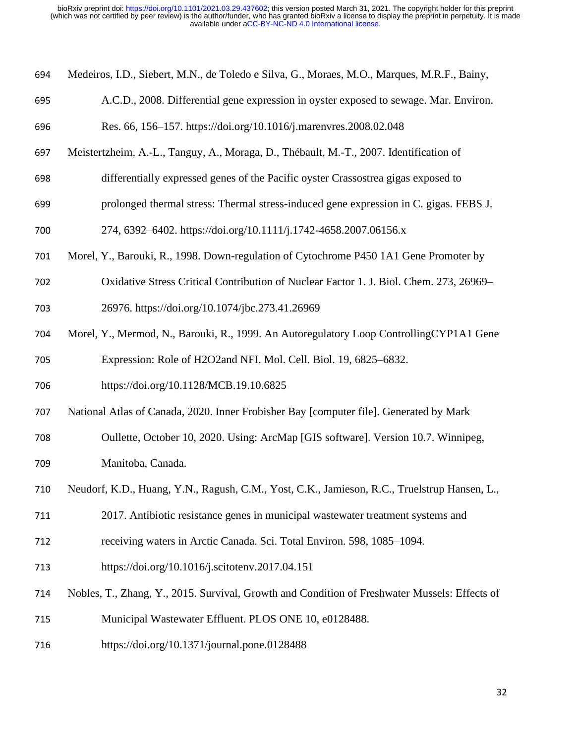Medeiros, I.D., Siebert, M.N., de Toledo e Silva, G., Moraes, M.O., Marques, M.R.F., Bainy, A.C.D., 2008. Differential gene expression in oyster exposed to sewage. Mar. Environ. Res. 66, 156–157. https://doi.org/10.1016/j.marenvres.2008.02.048

Meistertzheim, A.-L., Tanguy, A., Moraga, D., Thébault, M.-T., 2007. Identification of differentially expressed genes of the Pacific oyster Crassostrea gigas exposed to prolonged thermal stress: Thermal stress-induced gene expression in C. gigas. FEBS J. 274, 6392–6402. https://doi.org/10.1111/j.1742-4658.2007.06156.x

Morel, Y., Barouki, R., 1998. Down-regulation of Cytochrome P450 1A1 Gene Promoter by Oxidative Stress Critical Contribution of Nuclear Factor 1. J. Biol. Chem. 273, 26969–26976. https://doi.org/10.1074/jbc.273.41.26969

Morel, Y., Mermod, N., Barouki, R., 1999. An Autoregulatory Loop ControllingCYP1A1 Gene Expression: Role of H2O2and NFI. Mol. Cell. Biol. 19, 6825–6832. https://doi.org/10.1128/MCB.19.10.6825

National Atlas of Canada, 2020. Inner Frobisher Bay [computer file]. Generated by Mark Oullette, October 10, 2020. Using: ArcMap [GIS software]. Version 10.7. Winnipeg, Manitoba, Canada.

Neudorf, K.D., Huang, Y.N., Ragush, C.M., Yost, C.K., Jamieson, R.C., Truelstrup Hansen, L., 2017. Antibiotic resistance genes in municipal wastewater treatment systems and receiving waters in Arctic Canada. Sci. Total Environ. 598, 1085–1094. https://doi.org/10.1016/j.scitotenv.2017.04.151

Nobles, T., Zhang, Y., 2015. Survival, Growth and Condition of Freshwater Mussels: Effects of Municipal Wastewater Effluent. PLOS ONE 10, e0128488. https://doi.org/10.1371/journal.pone.0128488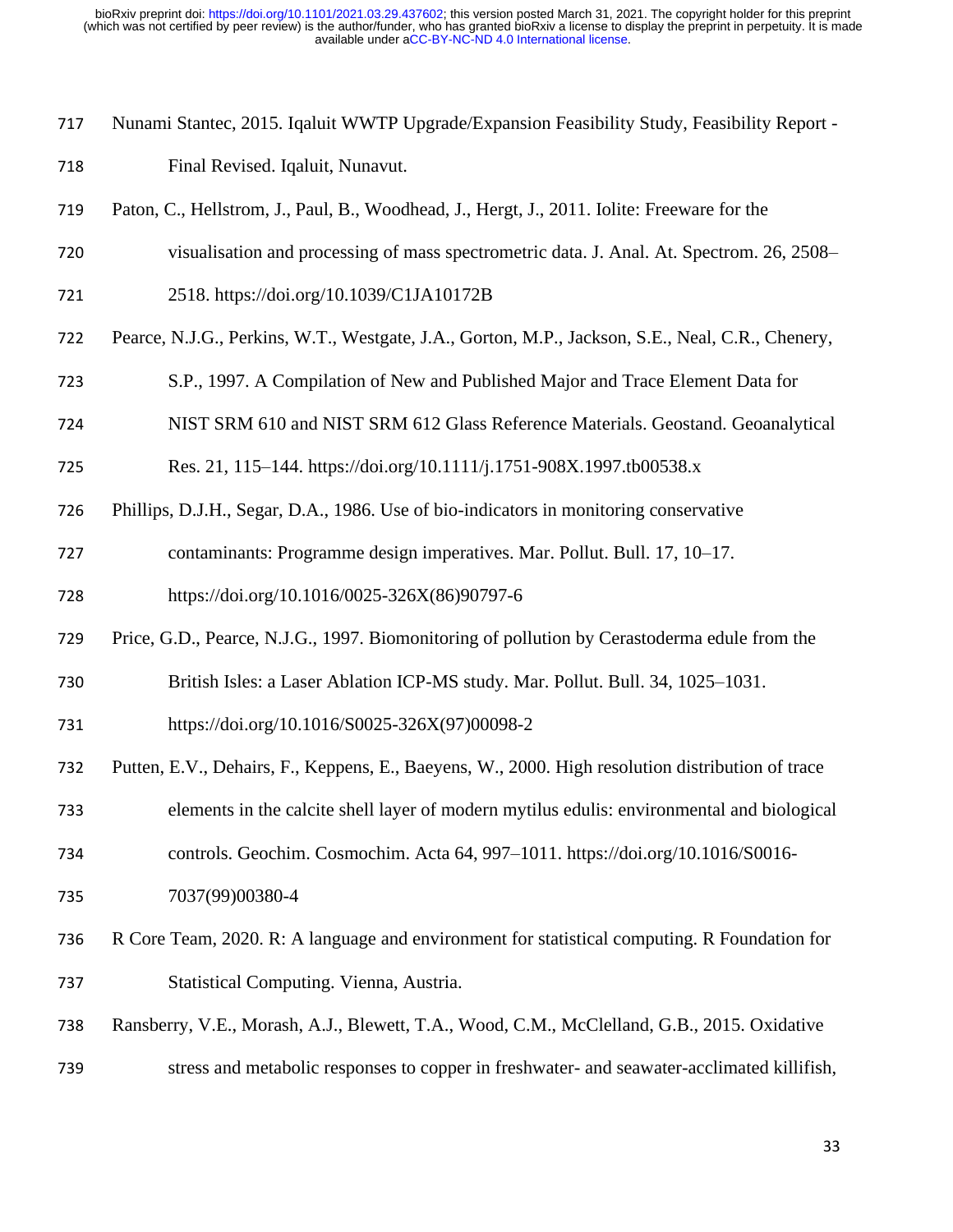Nunami Stantec, 2015. Iqaluit WWTP Upgrade/Expansion Feasibility Study, Feasibility Report - Final Revised. Iqaluit, Nunavut.

Paton, C., Hellstrom, J., Paul, B., Woodhead, J., Hergt, J., 2011. Iolite: Freeware for the visualisation and processing of mass spectrometric data. J. Anal. At. Spectrom. 26, 2508–2518. https://doi.org/10.1039/C1JA10172B

Pearce, N.J.G., Perkins, W.T., Westgate, J.A., Gorton, M.P., Jackson, S.E., Neal, C.R., Chenery, S.P., 1997. A Compilation of New and Published Major and Trace Element Data for NIST SRM 610 and NIST SRM 612 Glass Reference Materials. Geostand. Geoanalytical Res. 21, 115–144. https://doi.org/10.1111/j.1751-908X.1997.tb00538.x

Phillips, D.J.H., Segar, D.A., 1986. Use of bio-indicators in monitoring conservative contaminants: Programme design imperatives. Mar. Pollut. Bull. 17, 10–17. https://doi.org/10.1016/0025-326X(86)90797-6

Price, G.D., Pearce, N.J.G., 1997. Biomonitoring of pollution by Cerastoderma edule from the British Isles: a Laser Ablation ICP-MS study. Mar. Pollut. Bull. 34, 1025–1031. https://doi.org/10.1016/S0025-326X(97)00098-2

Putten, E.V., Dehairs, F., Keppens, E., Baeyens, W., 2000. High resolution distribution of trace elements in the calcite shell layer of modern mytilus edulis: environmental and biological controls. Geochim. Cosmochim. Acta 64, 997–1011. https://doi.org/10.1016/S0016-7037(99)00380-4

R Core Team, 2020. R: A language and environment for statistical computing. R Foundation for Statistical Computing. Vienna, Austria.

Ransberry, V.E., Morash, A.J., Blewett, T.A., Wood, C.M., McClelland, G.B., 2015. Oxidative stress and metabolic responses to copper in freshwater- and seawater-acclimated killifish,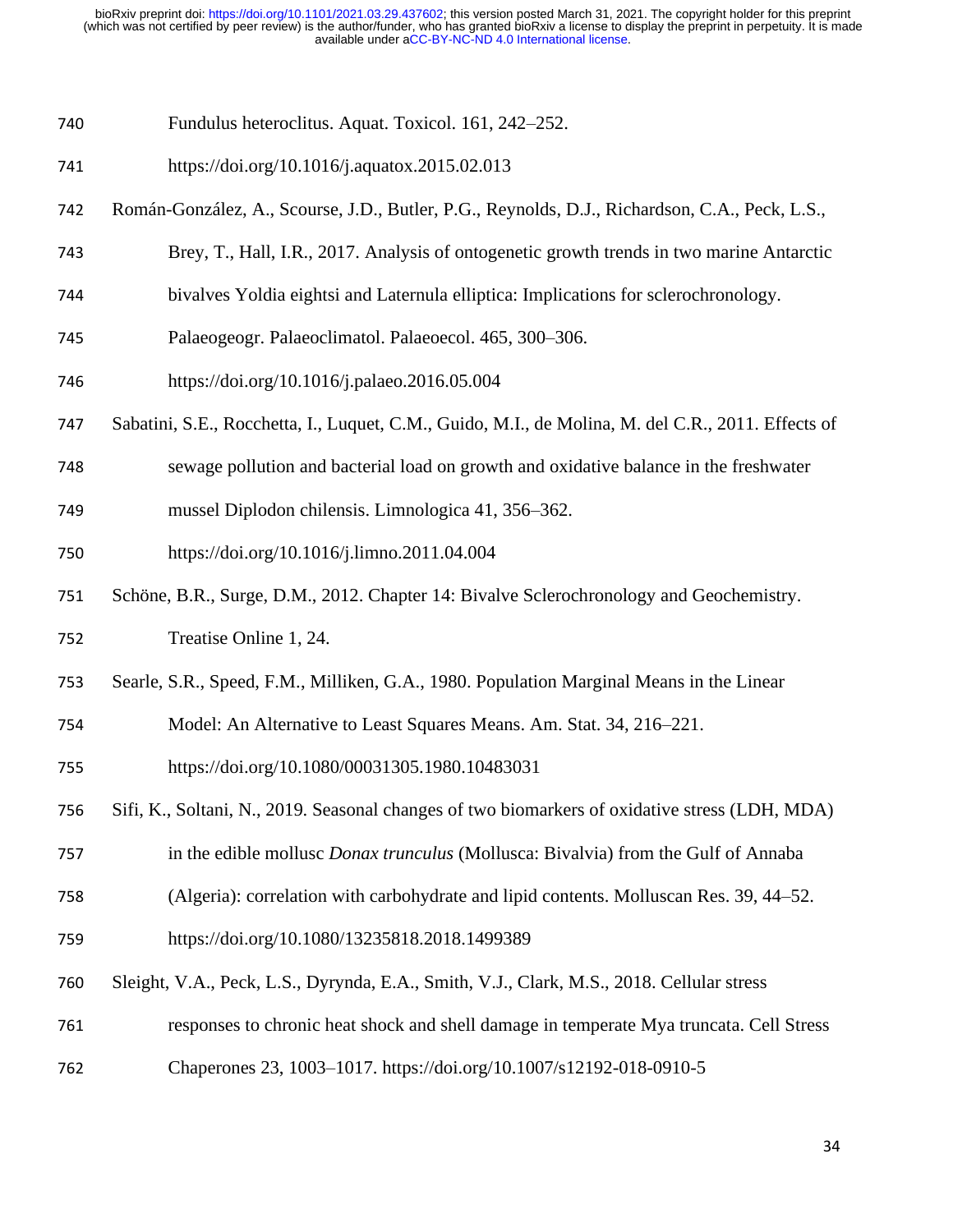Fundulus heteroclitus. Aquat. Toxicol. 161, 242–252. https://doi.org/10.1016/j.aquatox.2015.02.013

Román-González, A., Scourse, J.D., Butler, P.G., Reynolds, D.J., Richardson, C.A., Peck, L.S., Brey, T., Hall, I.R., 2017. Analysis of ontogenetic growth trends in two marine Antarctic bivalves Yoldia eightsi and Laternula elliptica: Implications for sclerochronology. Palaeogeogr. Palaeoclimatol. Palaeoecol. 465, 300–306. https://doi.org/10.1016/j.palaeo.2016.05.004

Sabatini, S.E., Rocchetta, I., Luquet, C.M., Guido, M.I., de Molina, M. del C.R., 2011. Effects of sewage pollution and bacterial load on growth and oxidative balance in the freshwater mussel Diplodon chilensis. Limnologica 41, 356–362. https://doi.org/10.1016/j.limno.2011.04.004

Schöne, B.R., Surge, D.M., 2012. Chapter 14: Bivalve Sclerochronology and Geochemistry. Treatise Online 1, 24.

Searle, S.R., Speed, F.M., Milliken, G.A., 1980. Population Marginal Means in the Linear Model: An Alternative to Least Squares Means. Am. Stat. 34, 216–221. https://doi.org/10.1080/00031305.1980.10483031

Sifi, K., Soltani, N., 2019. Seasonal changes of two biomarkers of oxidative stress (LDH, MDA) in the edible mollusc *Donax trunculus* (Mollusca: Bivalvia) from the Gulf of Annaba (Algeria): correlation with carbohydrate and lipid contents. Molluscan Res. 39, 44–52. https://doi.org/10.1080/13235818.2018.1499389

Sleight, V.A., Peck, L.S., Dyrynda, E.A., Smith, V.J., Clark, M.S., 2018. Cellular stress responses to chronic heat shock and shell damage in temperate Mya truncata. Cell Stress Chaperones 23, 1003–1017. https://doi.org/10.1007/s12192-018-0910-5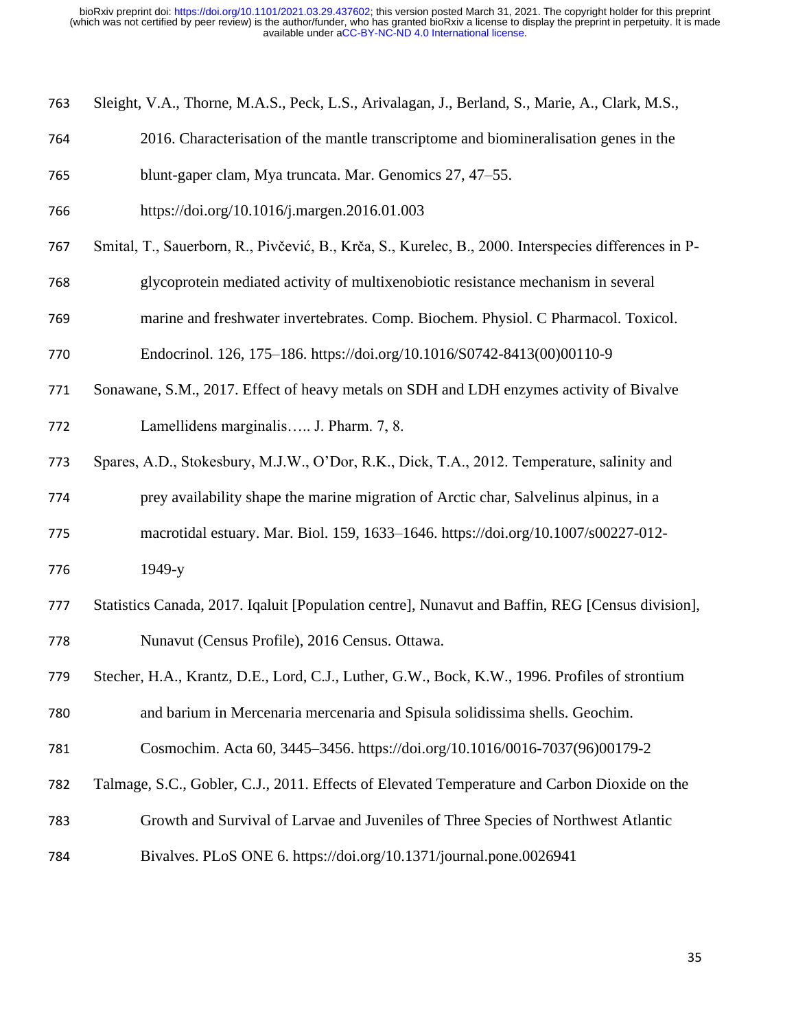Sleight, V.A., Thorne, M.A.S., Peck, L.S., Arivalagan, J., Berland, S., Marie, A., Clark, M.S., 2016. Characterisation of the mantle transcriptome and biomineralisation genes in the blunt-gaper clam, Mya truncata. Mar. Genomics 27, 47–55. https://doi.org/10.1016/j.margen.2016.01.003

Smital, T., Sauerborn, R., Pivčević, B., Krča, S., Kurelec, B., 2000. Interspecies differences in P-glycoprotein mediated activity of multixenobiotic resistance mechanism in several marine and freshwater invertebrates. Comp. Biochem. Physiol. C Pharmacol. Toxicol. Endocrinol. 126, 175–186. https://doi.org/10.1016/S0742-8413(00)00110-9

Sonawane, S.M., 2017. Effect of heavy metals on SDH and LDH enzymes activity of Bivalve Lamellidens marginalis….. J. Pharm. 7, 8.

Spares, A.D., Stokesbury, M.J.W., O'Dor, R.K., Dick, T.A., 2012. Temperature, salinity and prey availability shape the marine migration of Arctic char, Salvelinus alpinus, in a macrotidal estuary. Mar. Biol. 159, 1633–1646. https://doi.org/10.1007/s00227-012-1949-y

Statistics Canada, 2017. Iqaluit [Population centre], Nunavut and Baffin, REG [Census division], Nunavut (Census Profile), 2016 Census. Ottawa.

Stecher, H.A., Krantz, D.E., Lord, C.J., Luther, G.W., Bock, K.W., 1996. Profiles of strontium and barium in Mercenaria mercenaria and Spisula solidissima shells. Geochim. Cosmochim. Acta 60, 3445–3456. https://doi.org/10.1016/0016-7037(96)00179-2

Talmage, S.C., Gobler, C.J., 2011. Effects of Elevated Temperature and Carbon Dioxide on the Growth and Survival of Larvae and Juveniles of Three Species of Northwest Atlantic Bivalves. PLoS ONE 6. https://doi.org/10.1371/journal.pone.0026941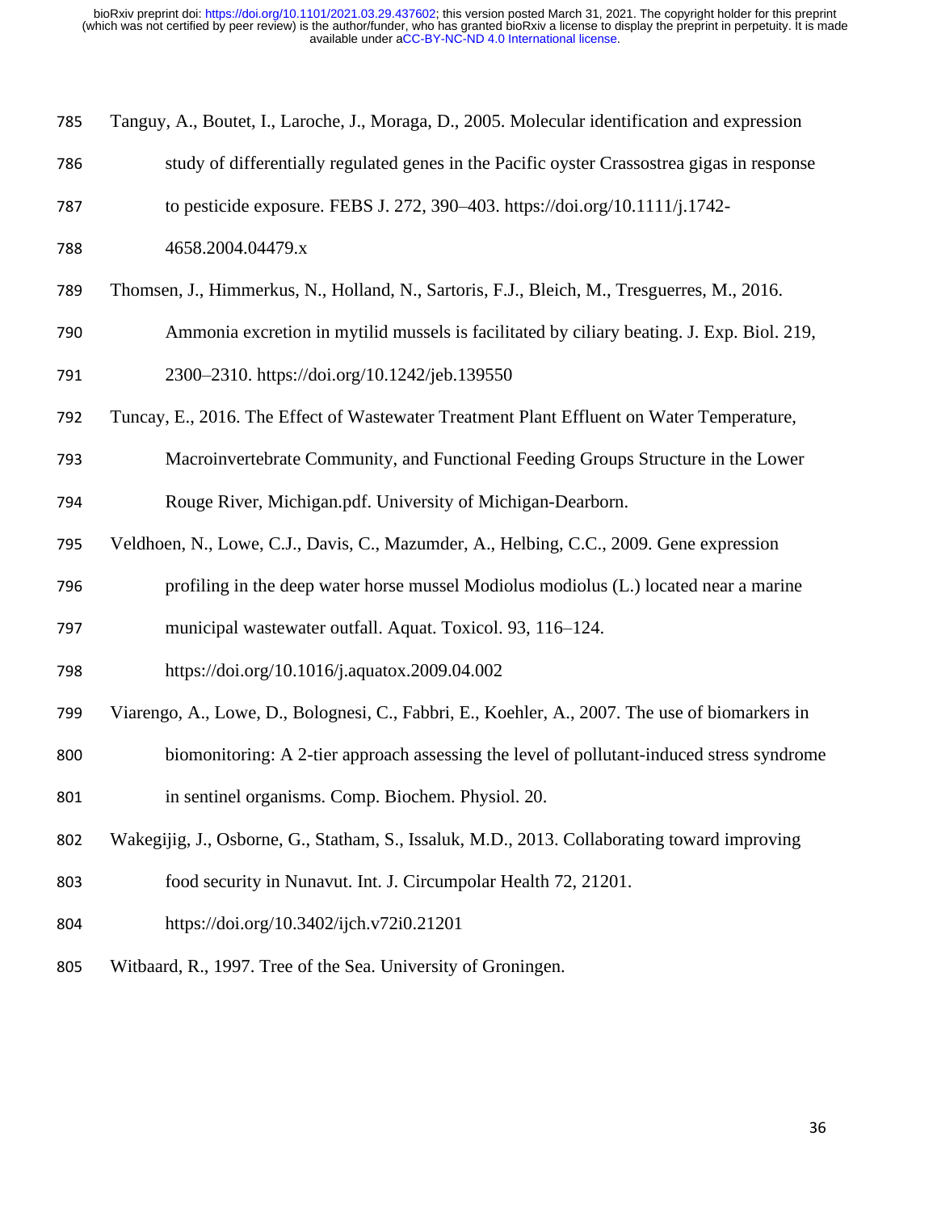Tanguy, A., Boutet, I., Laroche, J., Moraga, D., 2005. Molecular identification and expression study of differentially regulated genes in the Pacific oyster Crassostrea gigas in response to pesticide exposure. FEBS J. 272, 390–403. https://doi.org/10.1111/j.1742-4658.2004.04479.x

Thomsen, J., Himmerkus, N., Holland, N., Sartoris, F.J., Bleich, M., Tresguerres, M., 2016. Ammonia excretion in mytilid mussels is facilitated by ciliary beating. J. Exp. Biol. 219, 2300–2310. https://doi.org/10.1242/jeb.139550

Tuncay, E., 2016. The Effect of Wastewater Treatment Plant Effluent on Water Temperature, Macroinvertebrate Community, and Functional Feeding Groups Structure in the Lower Rouge River, Michigan.pdf. University of Michigan-Dearborn.

Veldhoen, N., Lowe, C.J., Davis, C., Mazumder, A., Helbing, C.C., 2009. Gene expression profiling in the deep water horse mussel Modiolus modiolus (L.) located near a marine municipal wastewater outfall. Aquat. Toxicol. 93, 116–124. https://doi.org/10.1016/j.aquatox.2009.04.002

Viarengo, A., Lowe, D., Bolognesi, C., Fabbri, E., Koehler, A., 2007. The use of biomarkers in biomonitoring: A 2-tier approach assessing the level of pollutant-induced stress syndrome in sentinel organisms. Comp. Biochem. Physiol. 20.

Wakegijig, J., Osborne, G., Statham, S., Issaluk, M.D., 2013. Collaborating toward improving food security in Nunavut. Int. J. Circumpolar Health 72, 21201. https://doi.org/10.3402/ijch.v72i0.21201

Witbaard, R., 1997. Tree of the Sea. University of Groningen.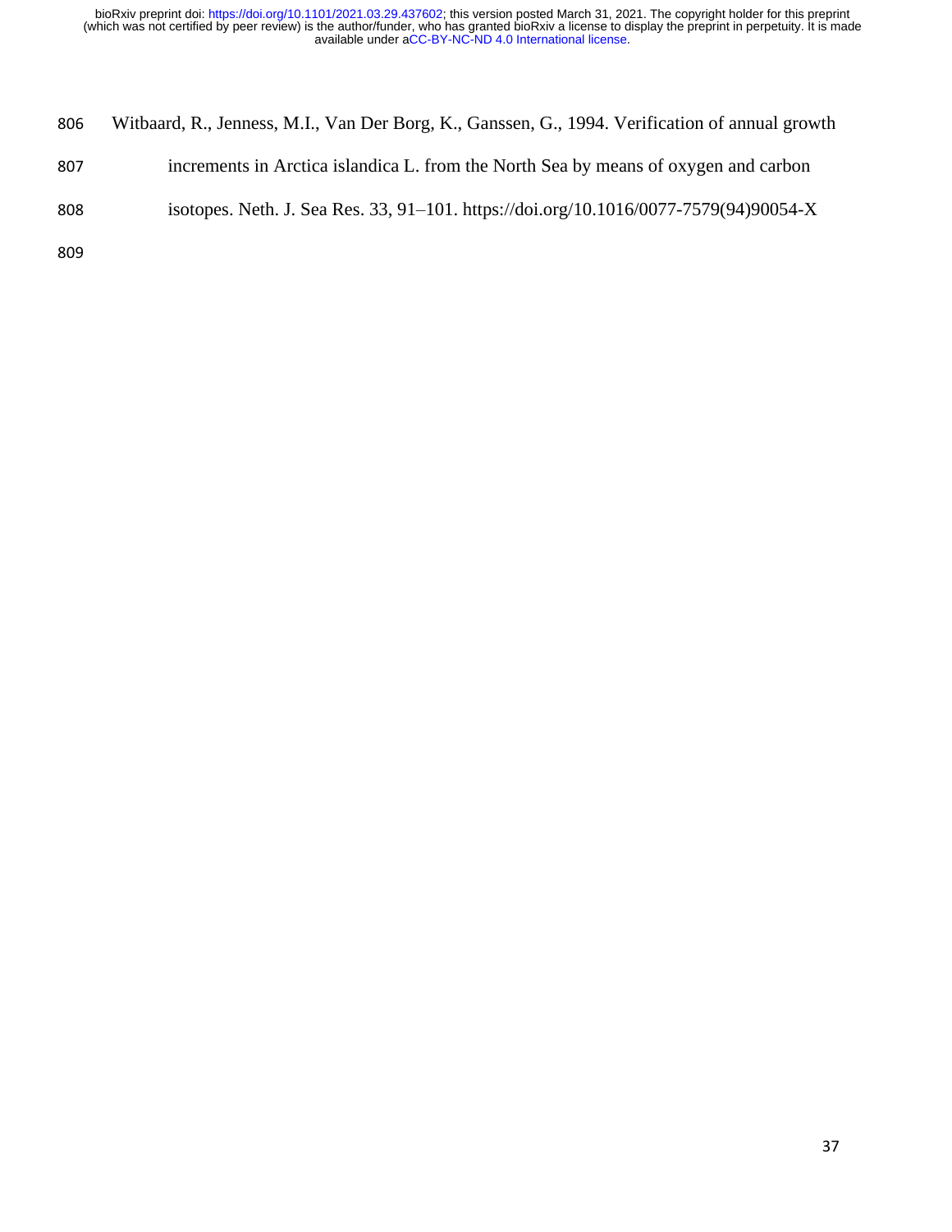Witbaard, R., Jenness, M.I., Van Der Borg, K., Ganssen, G., 1994. Verification of annual growth increments in Arctica islandica L. from the North Sea by means of oxygen and carbon isotopes. Neth. J. Sea Res. 33, 91–101. https://doi.org/10.1016/0077-7579(94)90054-X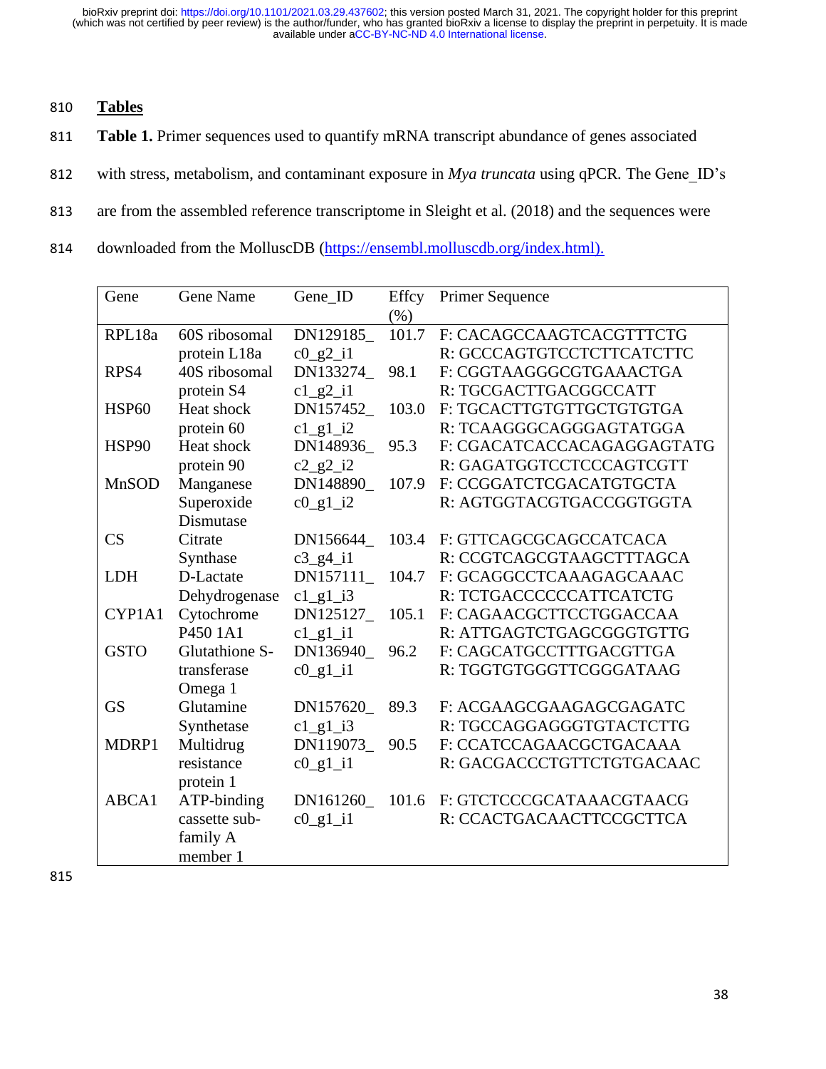## Tables

**Table 1.** Primer sequences used to quantify mRNA transcript abundance of genes associated with stress, metabolism, and contaminant exposure in *Mya truncata* using qPCR. The Gene_ID's are from the assembled reference transcriptome in Sleight et al. (2018) and the sequences were downloaded from the MolluscDB (https://ensembl.molluscdb.org/index.html).

| Gene | Gene Name | Gene_ID | Effcy (%) | Primer Sequence |
|---|---|---|---|---|
| RPL18a | 60S ribosomal protein L18a | DN129185_c0_g2_i1 | 101.7 | F: CACAGCCAAGTCACGTTTCTG<br>R: GCCCAGTGTCCTCTTCATCTTC |
| RPS4 | 40S ribosomal protein S4 | DN133274_c1_g2_i1 | 98.1 | F: CGGTAAGGGCGTGAAACTGA<br>R: TGCGACTTGACGGCCATT |
| HSP60 | Heat shock protein 60 | DN157452_c1_g1_i2 | 103.0 | F: TGCACTTGTGTTGCTGTGTGA<br>R: TCAAGGGCAGGGAGTATGGA |
| HSP90 | Heat shock protein 90 | DN148936_c2_g2_i2 | 95.3 | F: CGACATCACCACAGAGGAGTATG<br>R: GAGATGGTCCTCCCAGTCGTT |
| MnSOD | Manganese Superoxide Dismutase | DN148890_c0_g1_i2 | 107.9 | F: CCGGATCTCGACATGTGCTA<br>R: AGTGGTACGTGACCGGTGGTA |
| CS | Citrate Synthase | DN156644_c3_g4_i1 | 103.4 | F: GTTCAGCGCAGCCATCACA<br>R: CCGTCAGCGTAAGCTTTAGCA |
| LDH | D-Lactate Dehydrogenase | DN157111_c1_g1_i3 | 104.7 | F: GCAGGCCTCAAAGAGCAAAC<br>R: TCTGACCCCCCATTCATCTG |
| CYP1A1 | Cytochrome P450 1A1 | DN125127_c1_g1_i1 | 105.1 | F: CAGAACGCTTCCTGGACCAA<br>R: ATTGAGTCTGAGCGGGTGTTG |
| GSTO | Glutathione S-transferase Omega 1 | DN136940_c0_g1_i1 | 96.2 | F: CAGCATGCCTTTGACGTTGA<br>R: TGGTGTGGGTTCGGGATAAG |
| GS | Glutamine Synthetase | DN157620_c1_g1_i3 | 89.3 | F: ACGAAGCGAAGAGCGAGATC<br>R: TGCCAGGAGGGTGTACTCTTG |
| MDRP1 | Multidrug resistance protein 1 | DN119073_c0_g1_i1 | 90.5 | F: CCATCCAGAACGCTGACAAA<br>R: GACGACCCTGTTCTGTGACAAC |
| ABCA1 | ATP-binding cassette sub-family A member 1 | DN161260_c0_g1_i1 | 101.6 | F: GTCTCCCGCATAAACGTAACG<br>R: CCACTGACAACTTCCGCTTCA |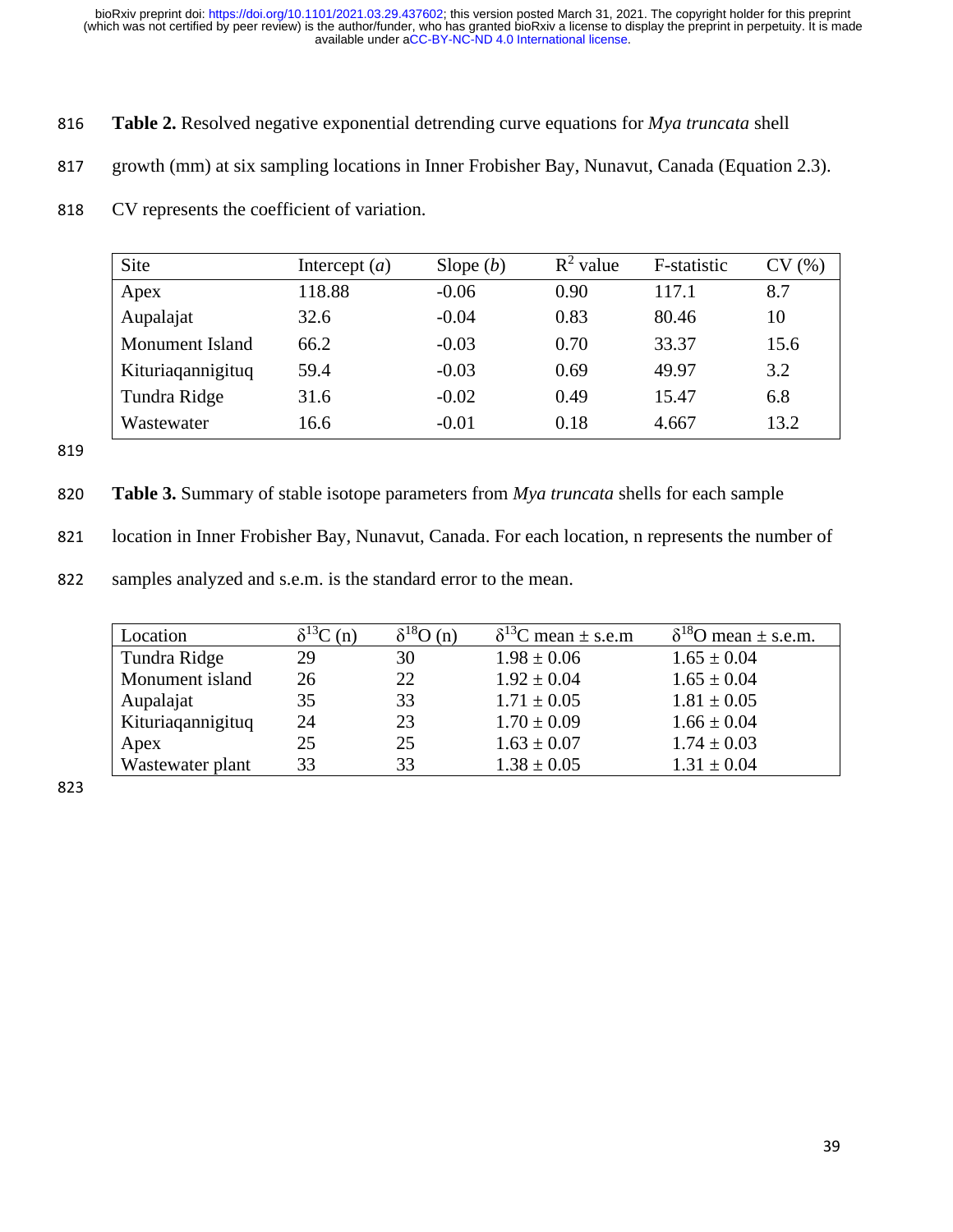**Table 2.** Resolved negative exponential detrending curve equations for *Mya truncata* shell growth (mm) at six sampling locations in Inner Frobisher Bay, Nunavut, Canada (Equation 2.3). CV represents the coefficient of variation.

| Site | Intercept (*a*) | Slope (*b*) | $R^2$ value | F-statistic | CV (%) |
|---|---|---|---|---|---|
| Apex | 118.88 | -0.06 | 0.90 | 117.1 | 8.7 |
| Aupalajat | 32.6 | -0.04 | 0.83 | 80.46 | 10 |
| Monument Island | 66.2 | -0.03 | 0.70 | 33.37 | 15.6 |
| Kituriaqannigituq | 59.4 | -0.03 | 0.69 | 49.97 | 3.2 |
| Tundra Ridge | 31.6 | -0.02 | 0.49 | 15.47 | 6.8 |
| Wastewater | 16.6 | -0.01 | 0.18 | 4.667 | 13.2 |

**Table 3.** Summary of stable isotope parameters from *Mya truncata* shells for each sample location in Inner Frobisher Bay, Nunavut, Canada. For each location, n represents the number of samples analyzed and s.e.m. is the standard error to the mean.

| Location | $\delta^{13}C$ (n) | $\delta^{18}O$ (n) | $\delta^{13}C$ mean ± s.e.m | $\delta^{18}O$ mean ± s.e.m. |
|---|---|---|---|---|
| Tundra Ridge | 29 | 30 | 1.98 ± 0.06 | 1.65 ± 0.04 |
| Monument island | 26 | 22 | 1.92 ± 0.04 | 1.65 ± 0.04 |
| Aupalajat | 35 | 33 | 1.71 ± 0.05 | 1.81 ± 0.05 |
| Kituriaqannigituq | 24 | 23 | 1.70 ± 0.09 | 1.66 ± 0.04 |
| Apex | 25 | 25 | 1.63 ± 0.07 | 1.74 ± 0.03 |
| Wastewater plant | 33 | 33 | 1.38 ± 0.05 | 1.31 ± 0.04 |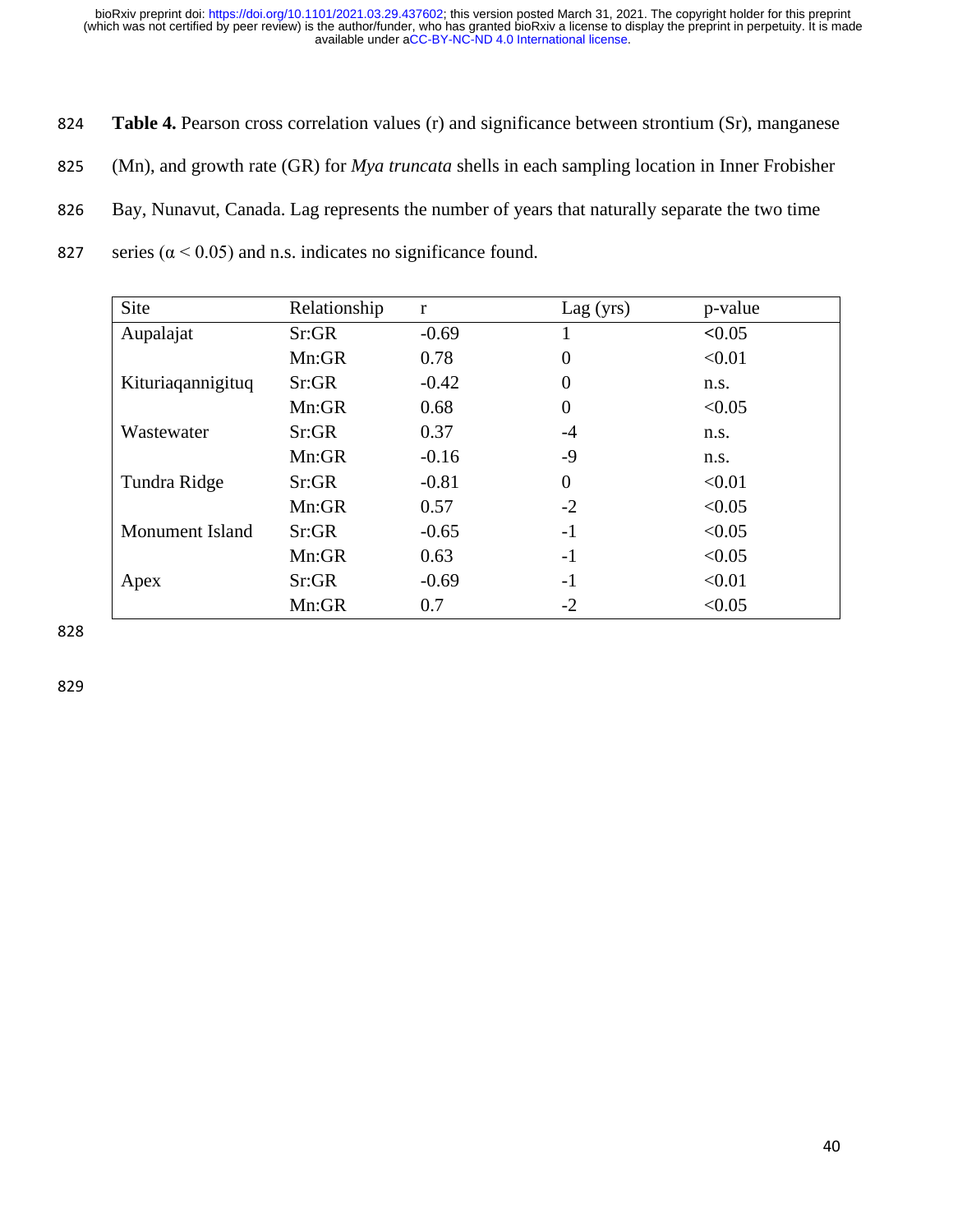**Table 4.** Pearson cross correlation values (r) and significance between strontium (Sr), manganese (Mn), and growth rate (GR) for *Mya truncata* shells in each sampling location in Inner Frobisher Bay, Nunavut, Canada. Lag represents the number of years that naturally separate the two time series ($\alpha < 0.05$) and n.s. indicates no significance found.

| Site | Relationship | r | Lag (yrs) | p-value |
|---|---|---|---|---|
| Aupalajat | Sr:GR | -0.69 | 1 | <0.05 |
| | Mn:GR | 0.78 | 0 | <0.01 |
| Kituriaqannigituq | Sr:GR | -0.42 | 0 | n.s. |
| | Mn:GR | 0.68 | 0 | <0.05 |
| Wastewater | Sr:GR | 0.37 | -4 | n.s. |
| | Mn:GR | -0.16 | -9 | n.s. |
| Tundra Ridge | Sr:GR | -0.81 | 0 | <0.01 |
| | Mn:GR | 0.57 | -2 | <0.05 |
| Monument Island | Sr:GR | -0.65 | -1 | <0.05 |
| | Mn:GR | 0.63 | -1 | <0.05 |
| Apex | Sr:GR | -0.69 | -1 | <0.01 |
| | Mn:GR | 0.7 | -2 | <0.05 |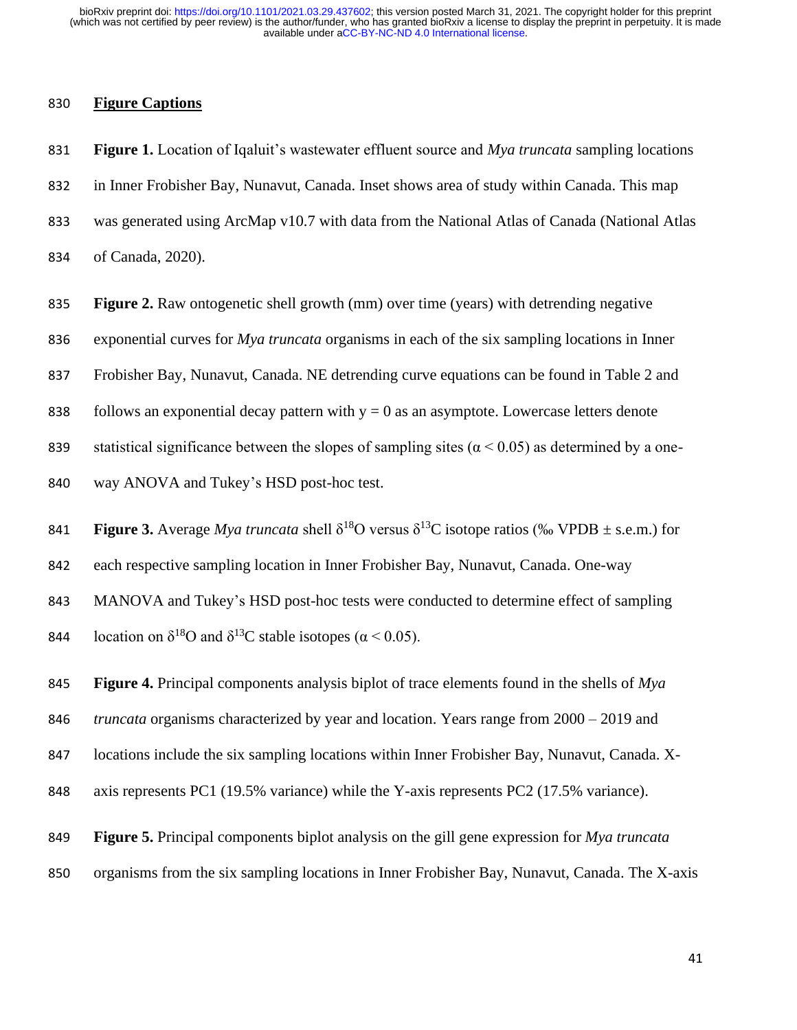## Figure Captions

**Figure 1.** Location of Iqaluit's wastewater effluent source and *Mya truncata* sampling locations in Inner Frobisher Bay, Nunavut, Canada. Inset shows area of study within Canada. This map was generated using ArcMap v10.7 with data from the National Atlas of Canada (National Atlas of Canada, 2020).

**Figure 2.** Raw ontogenetic shell growth (mm) over time (years) with detrending negative exponential curves for *Mya truncata* organisms in each of the six sampling locations in Inner Frobisher Bay, Nunavut, Canada. NE detrending curve equations can be found in Table 2 and follows an exponential decay pattern with $y = 0$ as an asymptote. Lowercase letters denote statistical significance between the slopes of sampling sites ($\alpha < 0.05$) as determined by a one-way ANOVA and Tukey's HSD post-hoc test.

**Figure 3.** Average *Mya truncata* shell $\delta^{18}O$ versus $\delta^{13}C$ isotope ratios (‰ VPDB ± s.e.m.) for each respective sampling location in Inner Frobisher Bay, Nunavut, Canada. One-way MANOVA and Tukey's HSD post-hoc tests were conducted to determine effect of sampling location on $\delta^{18}O$ and $\delta^{13}C$ stable isotopes ($\alpha < 0.05$).

**Figure 4.** Principal components analysis biplot of trace elements found in the shells of *Mya truncata* organisms characterized by year and location. Years range from 2000 – 2019 and locations include the six sampling locations within Inner Frobisher Bay, Nunavut, Canada. X-axis represents PC1 (19.5% variance) while the Y-axis represents PC2 (17.5% variance).

**Figure 5.** Principal components biplot analysis on the gill gene expression for *Mya truncata* organisms from the six sampling locations in Inner Frobisher Bay, Nunavut, Canada. The X-axis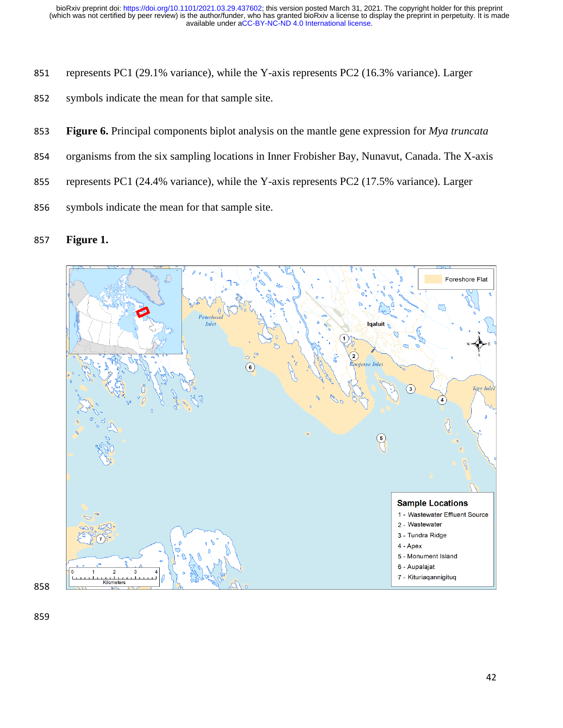represents PC1 (29.1% variance), while the Y-axis represents PC2 (16.3% variance). Larger symbols indicate the mean for that sample site.

**Figure 6.** Principal components biplot analysis on the mantle gene expression for *Mya truncata* organisms from the six sampling locations in Inner Frobisher Bay, Nunavut, Canada. The X-axis represents PC1 (24.4% variance), while the Y-axis represents PC2 (17.5% variance). Larger symbols indicate the mean for that sample site.

**Figure 1.**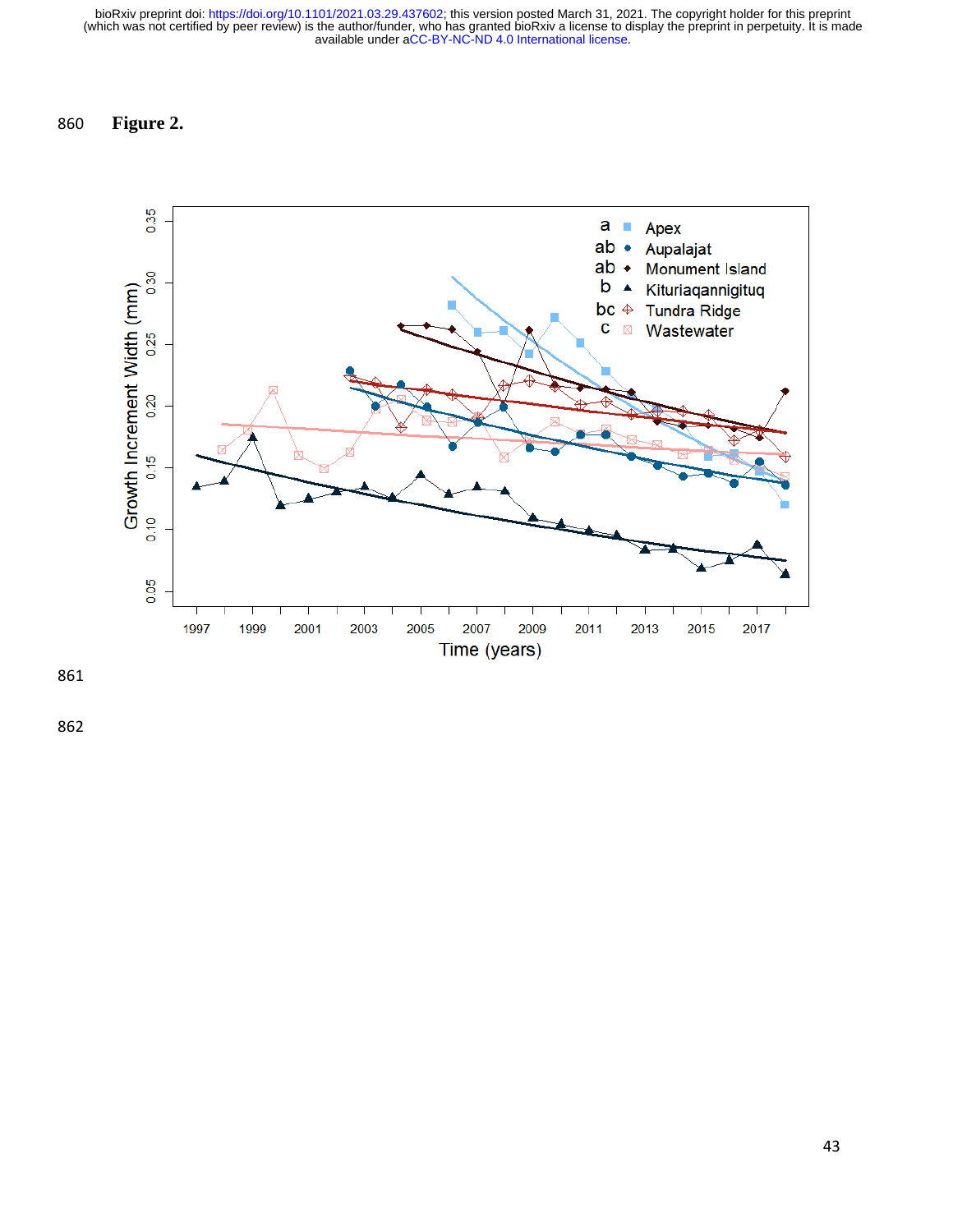**Figure 2.**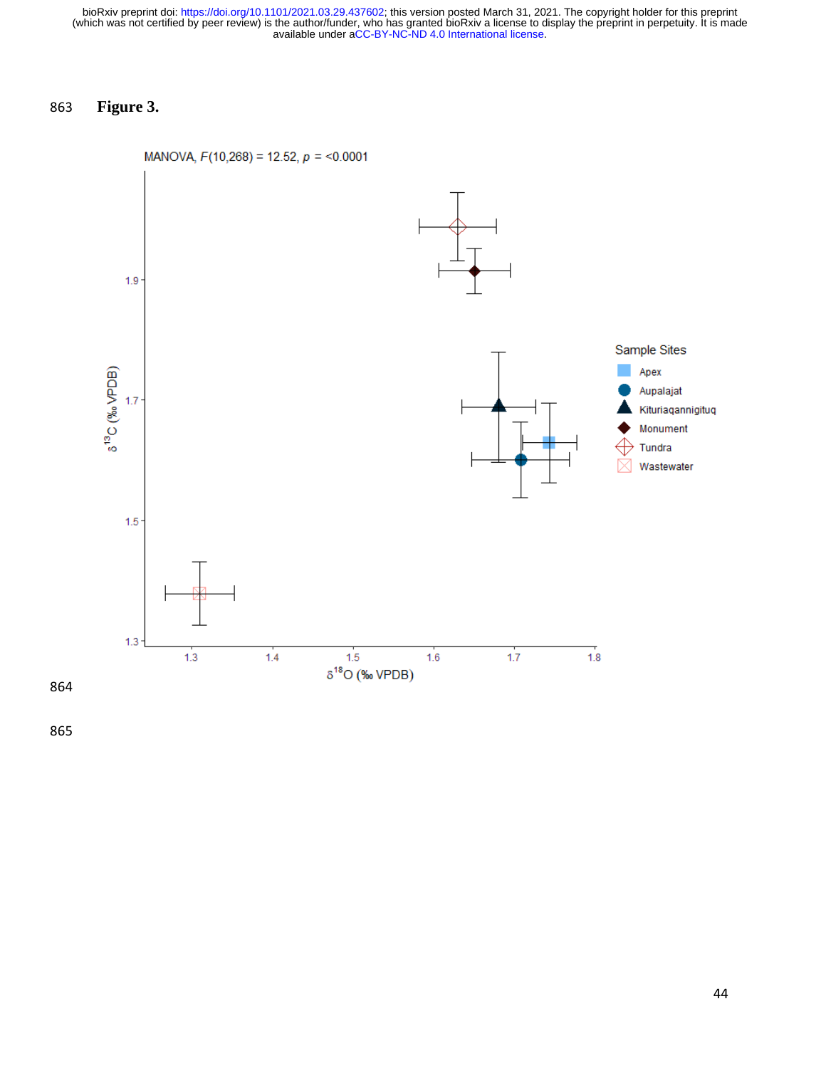**Figure 3.**

MANOVA, $F(10,268) = 12.52$, $p = <0.0001$

Sample Sites: Apex, Aupalajat, Kituriaqannigituq, Monument, Tundra, Wastewater

$\delta^{13}C$ (‰ VPDB)

$\delta^{18}O$ (‰ VPDB)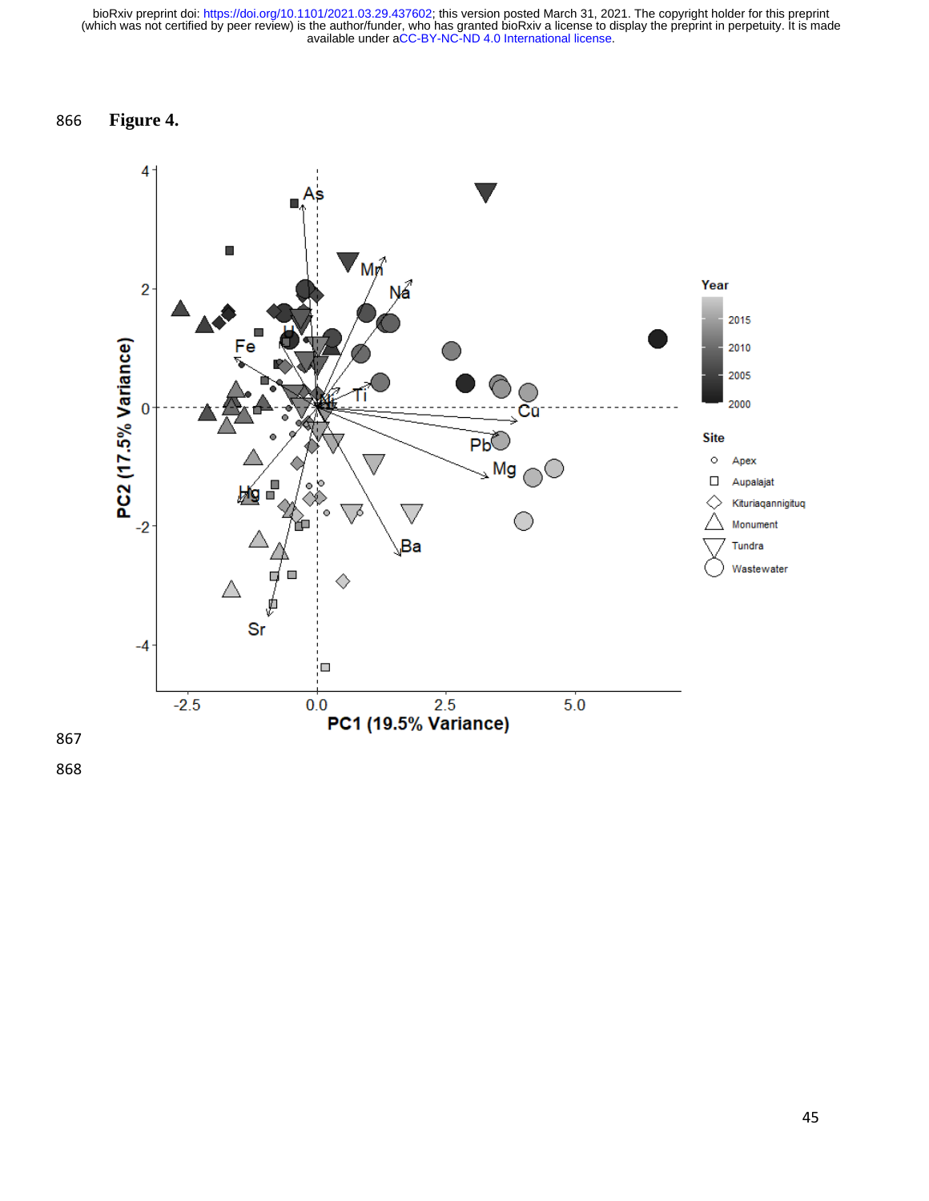866 **Figure 4.**

867

868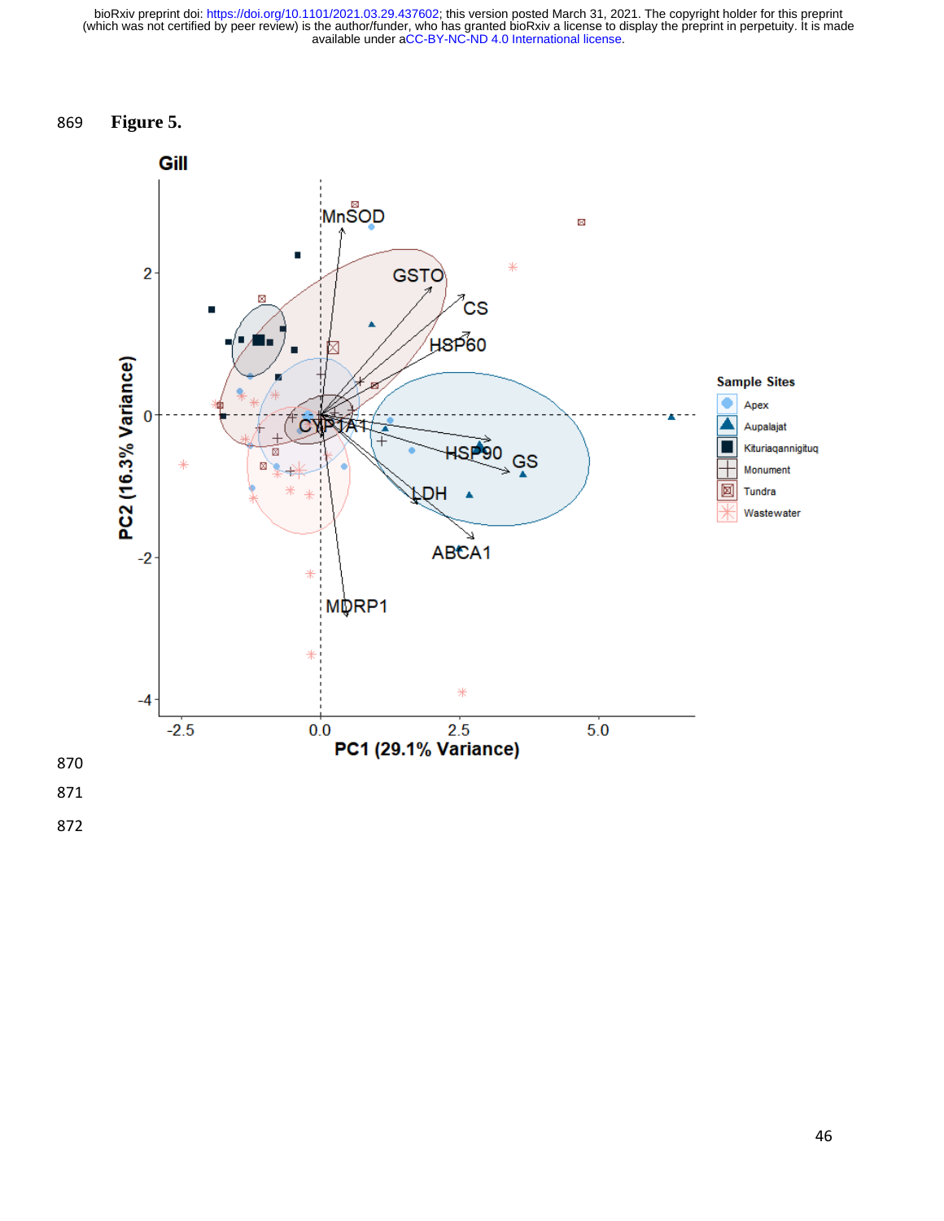869 **Figure 5.**

Gill

Sample Sites: Apex, Aupalajat, Kituriaqannigituq, Monument, Tundra, Wastewater

PC1 (29.1% Variance)

PC2 (16.3% Variance)

MnSOD, GSTO, CS, HSP60, CYP1A1, HSP90, GS, LDH, ABCA1, MDRP1

870

871

872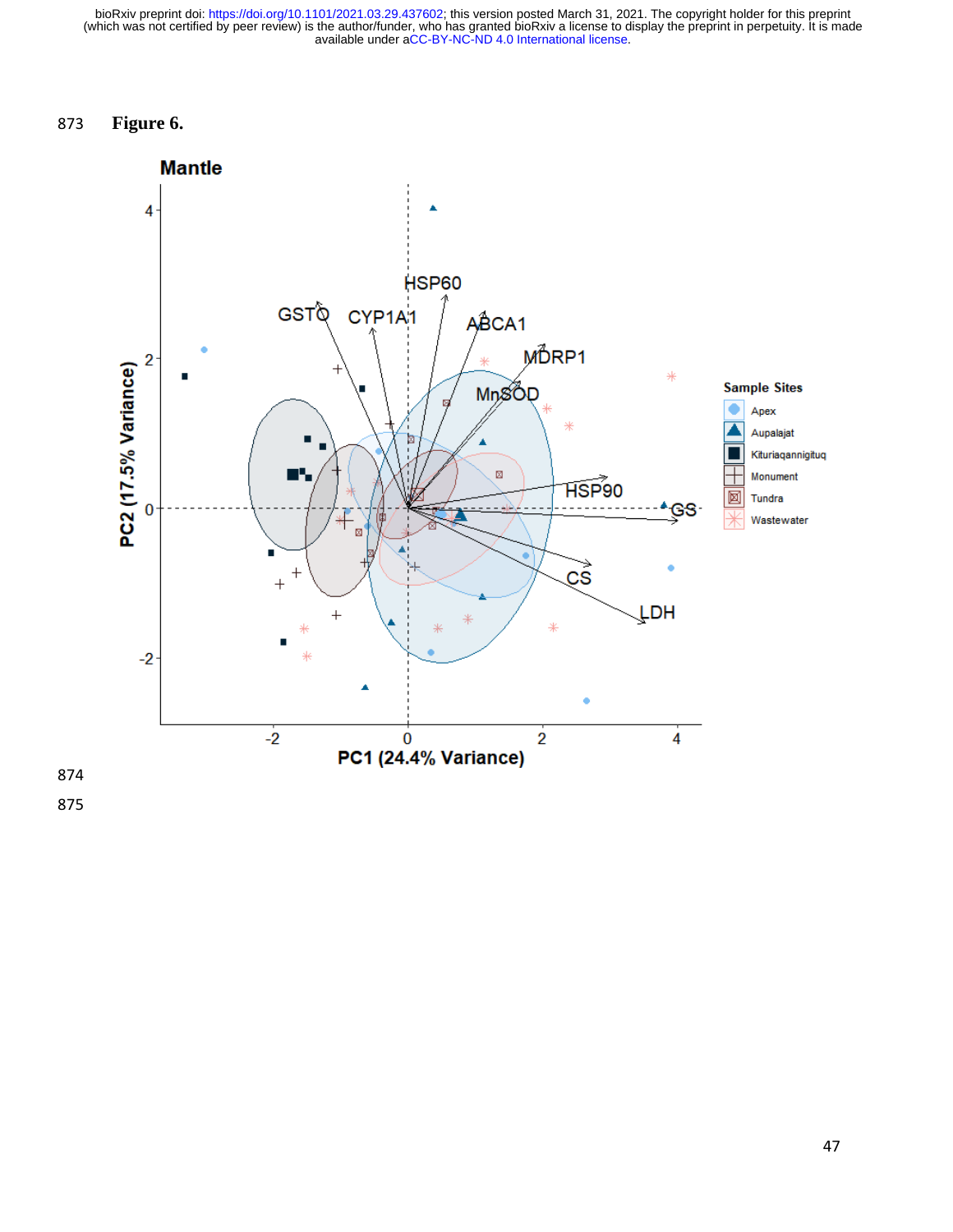**Figure 6.**

Mantle

PC2 (17.5% Variance)

PC1 (24.4% Variance)

4
2
0
-2

-2
0
2
4

HSP60
GSTO
CYP1A1
ABCA1
MDRP1
MnSOD
HSP90
GS
CS
LDH

Sample Sites
Apex
Aupalajat
Kituriaqannigituq
Monument
Tundra
Wastewater